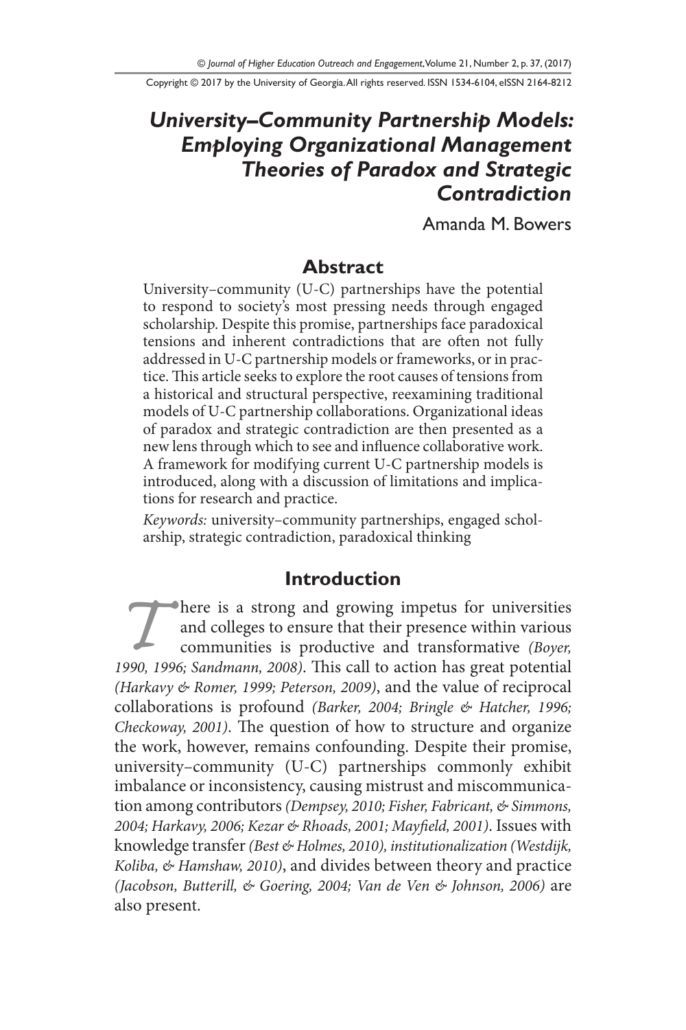# University–Community Partnership Models: Employing Organizational Management Theories of Paradox and Strategic Contradiction

Amanda M. Bowers

## Abstract

University–community (U-C) partnerships have the potential to respond to society's most pressing needs through engaged scholarship. Despite this promise, partnerships face paradoxical tensions and inherent contradictions that are often not fully addressed in U-C partnership models or frameworks, or in practice. This article seeks to explore the root causes of tensions from a historical and structural perspective, reexamining traditional models of U-C partnership collaborations. Organizational ideas of paradox and strategic contradiction are then presented as a new lens through which to see and influence collaborative work. A framework for modifying current U-C partnership models is introduced, along with a discussion of limitations and implications for research and practice.

*Keywords:* university–community partnerships, engaged scholarship, strategic contradiction, paradoxical thinking

## Introduction

There is a strong and growing impetus for universities and colleges to ensure that their presence within various communities is productive and transformative *(Boyer, 1990, 1996; Sandmann, 2008)*. This call to action has great potential *(Harkavy & Romer, 1999; Peterson, 2009)*, and the value of reciprocal collaborations is profound *(Barker, 2004; Bringle & Hatcher, 1996; Checkoway, 2001)*. The question of how to structure and organize the work, however, remains confounding. Despite their promise, university–community (U-C) partnerships commonly exhibit imbalance or inconsistency, causing mistrust and miscommunication among contributors *(Dempsey, 2010; Fisher, Fabricant, & Simmons, 2004; Harkavy, 2006; Kezar & Rhoads, 2001; Mayfield, 2001)*. Issues with knowledge transfer *(Best & Holmes, 2010), institutionalization (Westdijk, Koliba, & Hamshaw, 2010)*, and divides between theory and practice *(Jacobson, Butterill, & Goering, 2004; Van de Ven & Johnson, 2006)* are also present.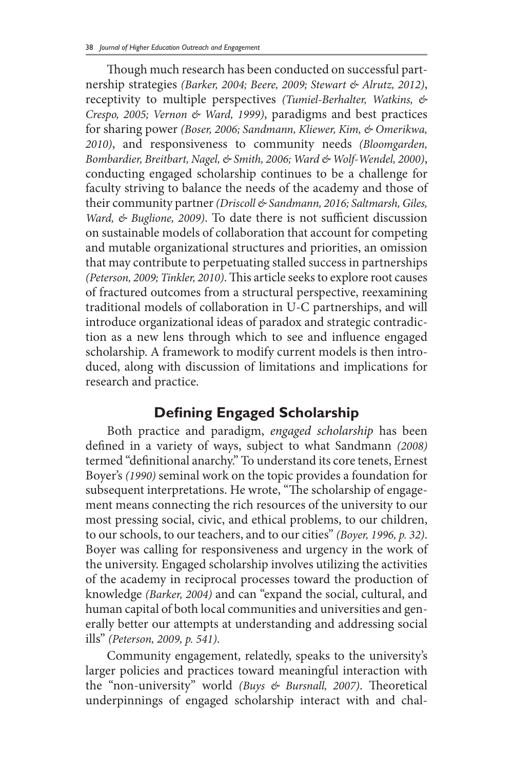Though much research has been conducted on successful partnership strategies *(Barker, 2004; Beere, 2009; Stewart & Alrutz, 2012)*, receptivity to multiple perspectives *(Tumiel-Berhalter, Watkins, & Crespo, 2005; Vernon & Ward, 1999)*, paradigms and best practices for sharing power *(Boser, 2006; Sandmann, Kliewer, Kim, & Omerikwa, 2010)*, and responsiveness to community needs *(Bloomgarden, Bombardier, Breitbart, Nagel, & Smith, 2006; Ward & Wolf-Wendel, 2000)*, conducting engaged scholarship continues to be a challenge for faculty striving to balance the needs of the academy and those of their community partner *(Driscoll & Sandmann, 2016; Saltmarsh, Giles, Ward, & Buglione, 2009)*. To date there is not sufficient discussion on sustainable models of collaboration that account for competing and mutable organizational structures and priorities, an omission that may contribute to perpetuating stalled success in partnerships *(Peterson, 2009; Tinkler, 2010)*. This article seeks to explore root causes of fractured outcomes from a structural perspective, reexamining traditional models of collaboration in U-C partnerships, and will introduce organizational ideas of paradox and strategic contradiction as a new lens through which to see and influence engaged scholarship. A framework to modify current models is then introduced, along with discussion of limitations and implications for research and practice.

## Defining Engaged Scholarship

Both practice and paradigm, *engaged scholarship* has been defined in a variety of ways, subject to what Sandmann *(2008)* termed "definitional anarchy." To understand its core tenets, Ernest Boyer's *(1990)* seminal work on the topic provides a foundation for subsequent interpretations. He wrote, "The scholarship of engagement means connecting the rich resources of the university to our most pressing social, civic, and ethical problems, to our children, to our schools, to our teachers, and to our cities" *(Boyer, 1996, p. 32)*. Boyer was calling for responsiveness and urgency in the work of the university. Engaged scholarship involves utilizing the activities of the academy in reciprocal processes toward the production of knowledge *(Barker, 2004)* and can "expand the social, cultural, and human capital of both local communities and universities and generally better our attempts at understanding and addressing social ills" *(Peterson, 2009, p. 541)*.

Community engagement, relatedly, speaks to the university's larger policies and practices toward meaningful interaction with the "non-university" world *(Buys & Bursnall, 2007)*. Theoretical underpinnings of engaged scholarship interact with and chal-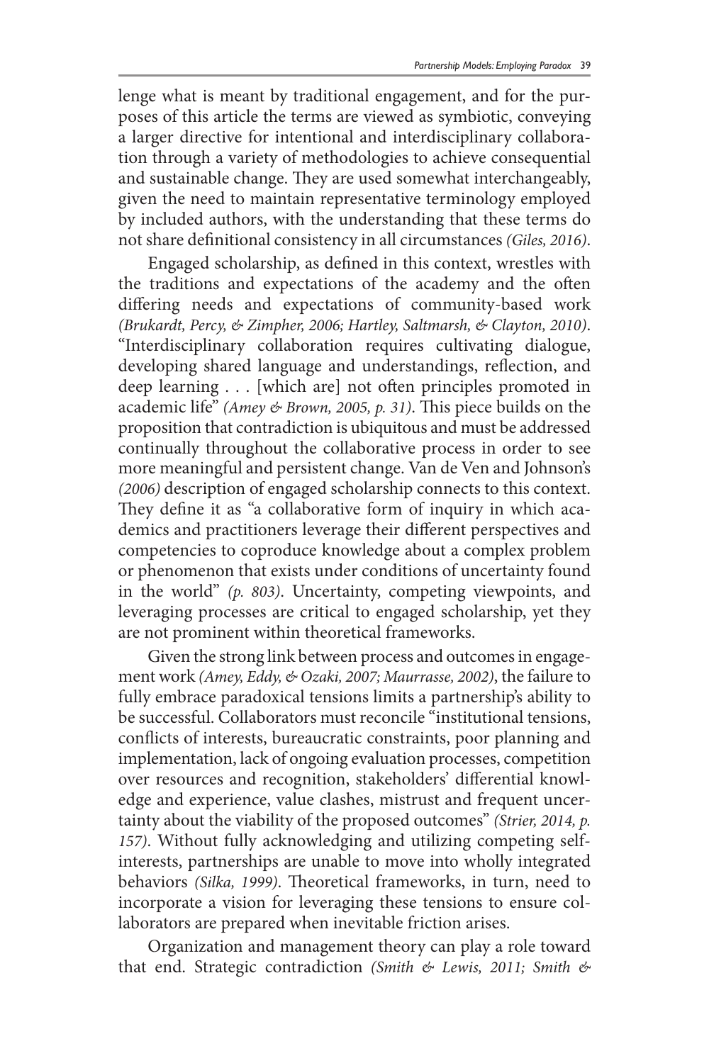lenge what is meant by traditional engagement, and for the purposes of this article the terms are viewed as symbiotic, conveying a larger directive for intentional and interdisciplinary collaboration through a variety of methodologies to achieve consequential and sustainable change. They are used somewhat interchangeably, given the need to maintain representative terminology employed by included authors, with the understanding that these terms do not share definitional consistency in all circumstances *(Giles, 2016)*.

Engaged scholarship, as defined in this context, wrestles with the traditions and expectations of the academy and the often differing needs and expectations of community-based work *(Brukardt, Percy, & Zimpher, 2006; Hartley, Saltmarsh, & Clayton, 2010)*. "Interdisciplinary collaboration requires cultivating dialogue, developing shared language and understandings, reflection, and deep learning . . . [which are] not often principles promoted in academic life" *(Amey & Brown, 2005, p. 31)*. This piece builds on the proposition that contradiction is ubiquitous and must be addressed continually throughout the collaborative process in order to see more meaningful and persistent change. Van de Ven and Johnson's *(2006)* description of engaged scholarship connects to this context. They define it as "a collaborative form of inquiry in which academics and practitioners leverage their different perspectives and competencies to coproduce knowledge about a complex problem or phenomenon that exists under conditions of uncertainty found in the world" *(p. 803)*. Uncertainty, competing viewpoints, and leveraging processes are critical to engaged scholarship, yet they are not prominent within theoretical frameworks.

Given the strong link between process and outcomes in engagement work *(Amey, Eddy, & Ozaki, 2007; Maurrasse, 2002)*, the failure to fully embrace paradoxical tensions limits a partnership's ability to be successful. Collaborators must reconcile "institutional tensions, conflicts of interests, bureaucratic constraints, poor planning and implementation, lack of ongoing evaluation processes, competition over resources and recognition, stakeholders' differential knowledge and experience, value clashes, mistrust and frequent uncertainty about the viability of the proposed outcomes" *(Strier, 2014, p. 157)*. Without fully acknowledging and utilizing competing self-interests, partnerships are unable to move into wholly integrated behaviors *(Silka, 1999)*. Theoretical frameworks, in turn, need to incorporate a vision for leveraging these tensions to ensure collaborators are prepared when inevitable friction arises.

Organization and management theory can play a role toward that end. Strategic contradiction *(Smith & Lewis, 2011; Smith &*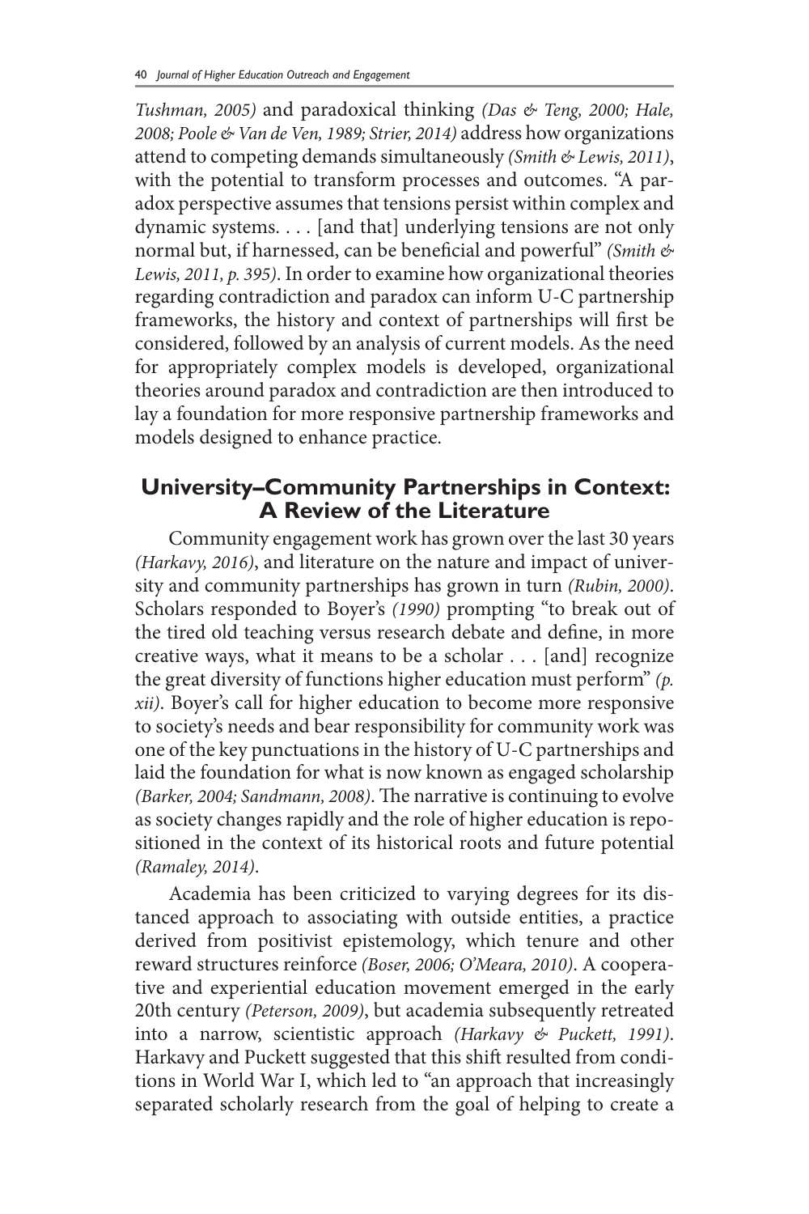*Tushman, 2005)* and paradoxical thinking *(Das & Teng, 2000; Hale, 2008; Poole & Van de Ven, 1989; Strier, 2014)* address how organizations attend to competing demands simultaneously *(Smith & Lewis, 2011)*, with the potential to transform processes and outcomes. "A paradox perspective assumes that tensions persist within complex and dynamic systems. . . . [and that] underlying tensions are not only normal but, if harnessed, can be beneficial and powerful" *(Smith & Lewis, 2011, p. 395)*. In order to examine how organizational theories regarding contradiction and paradox can inform U-C partnership frameworks, the history and context of partnerships will first be considered, followed by an analysis of current models. As the need for appropriately complex models is developed, organizational theories around paradox and contradiction are then introduced to lay a foundation for more responsive partnership frameworks and models designed to enhance practice.

## University–Community Partnerships in Context: A Review of the Literature

Community engagement work has grown over the last 30 years *(Harkavy, 2016)*, and literature on the nature and impact of university and community partnerships has grown in turn *(Rubin, 2000)*. Scholars responded to Boyer's *(1990)* prompting "to break out of the tired old teaching versus research debate and define, in more creative ways, what it means to be a scholar . . . [and] recognize the great diversity of functions higher education must perform" *(p. xii)*. Boyer's call for higher education to become more responsive to society's needs and bear responsibility for community work was one of the key punctuations in the history of U-C partnerships and laid the foundation for what is now known as engaged scholarship *(Barker, 2004; Sandmann, 2008)*. The narrative is continuing to evolve as society changes rapidly and the role of higher education is repositioned in the context of its historical roots and future potential *(Ramaley, 2014)*.

Academia has been criticized to varying degrees for its distanced approach to associating with outside entities, a practice derived from positivist epistemology, which tenure and other reward structures reinforce *(Boser, 2006; O'Meara, 2010)*. A cooperative and experiential education movement emerged in the early 20th century *(Peterson, 2009)*, but academia subsequently retreated into a narrow, scientistic approach *(Harkavy & Puckett, 1991)*. Harkavy and Puckett suggested that this shift resulted from conditions in World War I, which led to "an approach that increasingly separated scholarly research from the goal of helping to create a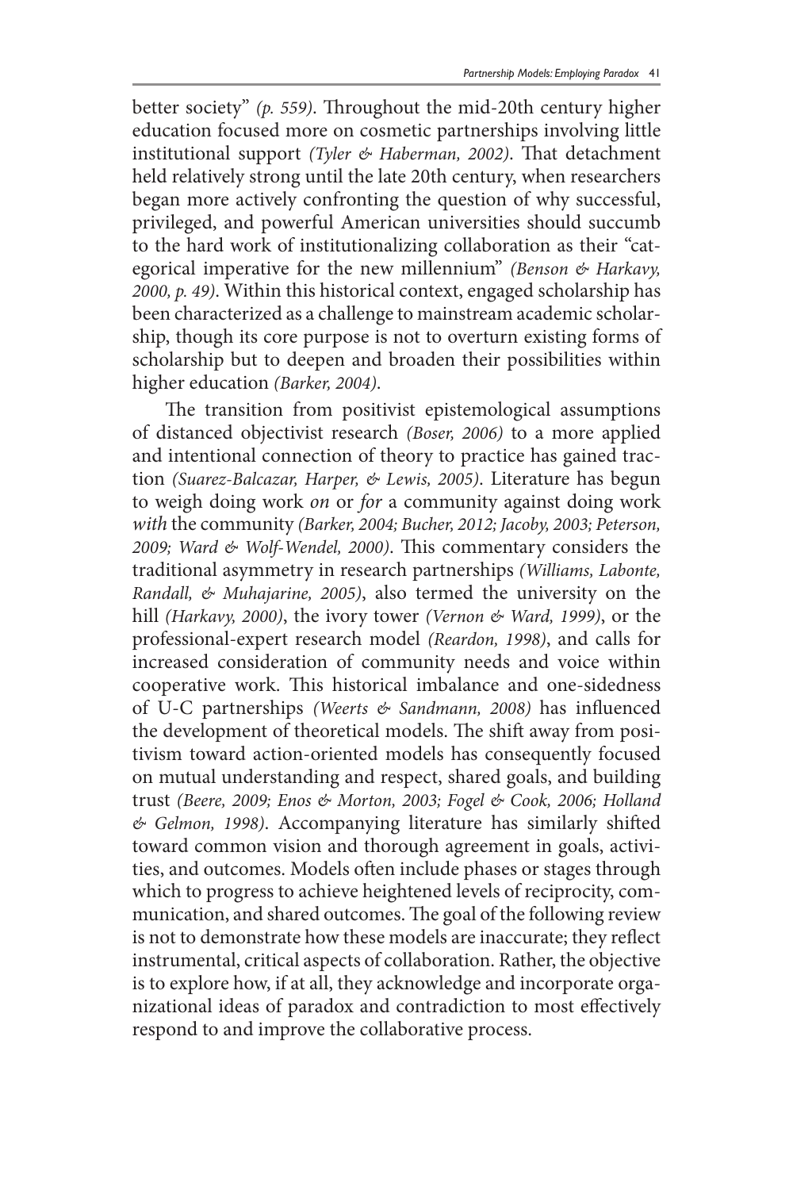better society" *(p. 559)*. Throughout the mid-20th century higher education focused more on cosmetic partnerships involving little institutional support *(Tyler & Haberman, 2002)*. That detachment held relatively strong until the late 20th century, when researchers began more actively confronting the question of why successful, privileged, and powerful American universities should succumb to the hard work of institutionalizing collaboration as their "categorical imperative for the new millennium" *(Benson & Harkavy, 2000, p. 49)*. Within this historical context, engaged scholarship has been characterized as a challenge to mainstream academic scholarship, though its core purpose is not to overturn existing forms of scholarship but to deepen and broaden their possibilities within higher education *(Barker, 2004)*.

The transition from positivist epistemological assumptions of distanced objectivist research *(Boser, 2006)* to a more applied and intentional connection of theory to practice has gained traction *(Suarez-Balcazar, Harper, & Lewis, 2005)*. Literature has begun to weigh doing work *on* or *for* a community against doing work *with* the community *(Barker, 2004; Bucher, 2012; Jacoby, 2003; Peterson, 2009; Ward & Wolf-Wendel, 2000)*. This commentary considers the traditional asymmetry in research partnerships *(Williams, Labonte, Randall, & Muhajarine, 2005)*, also termed the university on the hill *(Harkavy, 2000)*, the ivory tower *(Vernon & Ward, 1999)*, or the professional-expert research model *(Reardon, 1998)*, and calls for increased consideration of community needs and voice within cooperative work. This historical imbalance and one-sidedness of U-C partnerships *(Weerts & Sandmann, 2008)* has influenced the development of theoretical models. The shift away from positivism toward action-oriented models has consequently focused on mutual understanding and respect, shared goals, and building trust *(Beere, 2009; Enos & Morton, 2003; Fogel & Cook, 2006; Holland & Gelmon, 1998)*. Accompanying literature has similarly shifted toward common vision and thorough agreement in goals, activities, and outcomes. Models often include phases or stages through which to progress to achieve heightened levels of reciprocity, communication, and shared outcomes. The goal of the following review is not to demonstrate how these models are inaccurate; they reflect instrumental, critical aspects of collaboration. Rather, the objective is to explore how, if at all, they acknowledge and incorporate organizational ideas of paradox and contradiction to most effectively respond to and improve the collaborative process.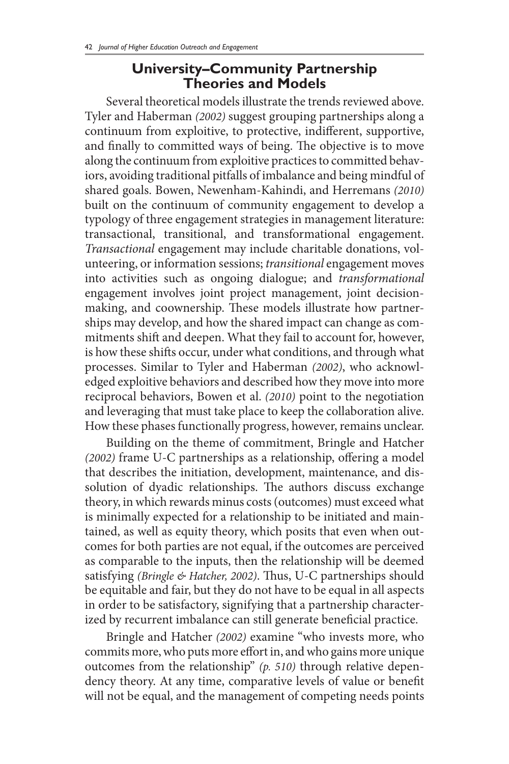## University–Community Partnership Theories and Models

Several theoretical models illustrate the trends reviewed above. Tyler and Haberman *(2002)* suggest grouping partnerships along a continuum from exploitive, to protective, indifferent, supportive, and finally to committed ways of being. The objective is to move along the continuum from exploitive practices to committed behaviors, avoiding traditional pitfalls of imbalance and being mindful of shared goals. Bowen, Newenham-Kahindi, and Herremans *(2010)* built on the continuum of community engagement to develop a typology of three engagement strategies in management literature: transactional, transitional, and transformational engagement. *Transactional* engagement may include charitable donations, volunteering, or information sessions; *transitional* engagement moves into activities such as ongoing dialogue; and *transformational* engagement involves joint project management, joint decision-making, and coownership. These models illustrate how partnerships may develop, and how the shared impact can change as commitments shift and deepen. What they fail to account for, however, is how these shifts occur, under what conditions, and through what processes. Similar to Tyler and Haberman *(2002)*, who acknowledged exploitive behaviors and described how they move into more reciprocal behaviors, Bowen et al. *(2010)* point to the negotiation and leveraging that must take place to keep the collaboration alive. How these phases functionally progress, however, remains unclear.

Building on the theme of commitment, Bringle and Hatcher *(2002)* frame U-C partnerships as a relationship, offering a model that describes the initiation, development, maintenance, and dissolution of dyadic relationships. The authors discuss exchange theory, in which rewards minus costs (outcomes) must exceed what is minimally expected for a relationship to be initiated and maintained, as well as equity theory, which posits that even when outcomes for both parties are not equal, if the outcomes are perceived as comparable to the inputs, then the relationship will be deemed satisfying *(Bringle & Hatcher, 2002)*. Thus, U-C partnerships should be equitable and fair, but they do not have to be equal in all aspects in order to be satisfactory, signifying that a partnership characterized by recurrent imbalance can still generate beneficial practice.

Bringle and Hatcher *(2002)* examine "who invests more, who commits more, who puts more effort in, and who gains more unique outcomes from the relationship" *(p. 510)* through relative dependency theory. At any time, comparative levels of value or benefit will not be equal, and the management of competing needs points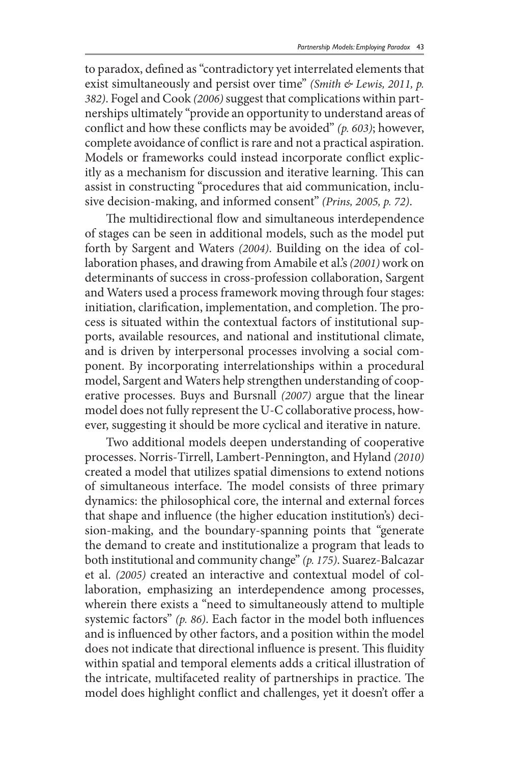to paradox, defined as "contradictory yet interrelated elements that exist simultaneously and persist over time" *(Smith & Lewis, 2011, p. 382)*. Fogel and Cook *(2006)* suggest that complications within partnerships ultimately "provide an opportunity to understand areas of conflict and how these conflicts may be avoided" *(p. 603)*; however, complete avoidance of conflict is rare and not a practical aspiration. Models or frameworks could instead incorporate conflict explicitly as a mechanism for discussion and iterative learning. This can assist in constructing "procedures that aid communication, inclusive decision-making, and informed consent" *(Prins, 2005, p. 72)*.

The multidirectional flow and simultaneous interdependence of stages can be seen in additional models, such as the model put forth by Sargent and Waters *(2004)*. Building on the idea of collaboration phases, and drawing from Amabile et al.'s *(2001)* work on determinants of success in cross-profession collaboration, Sargent and Waters used a process framework moving through four stages: initiation, clarification, implementation, and completion. The process is situated within the contextual factors of institutional supports, available resources, and national and institutional climate, and is driven by interpersonal processes involving a social component. By incorporating interrelationships within a procedural model, Sargent and Waters help strengthen understanding of cooperative processes. Buys and Bursnall *(2007)* argue that the linear model does not fully represent the U-C collaborative process, however, suggesting it should be more cyclical and iterative in nature.

Two additional models deepen understanding of cooperative processes. Norris-Tirrell, Lambert-Pennington, and Hyland *(2010)* created a model that utilizes spatial dimensions to extend notions of simultaneous interface. The model consists of three primary dynamics: the philosophical core, the internal and external forces that shape and influence (the higher education institution's) decision-making, and the boundary-spanning points that "generate the demand to create and institutionalize a program that leads to both institutional and community change" *(p. 175)*. Suarez-Balcazar et al. *(2005)* created an interactive and contextual model of collaboration, emphasizing an interdependence among processes, wherein there exists a "need to simultaneously attend to multiple systemic factors" *(p. 86)*. Each factor in the model both influences and is influenced by other factors, and a position within the model does not indicate that directional influence is present. This fluidity within spatial and temporal elements adds a critical illustration of the intricate, multifaceted reality of partnerships in practice. The model does highlight conflict and challenges, yet it doesn't offer a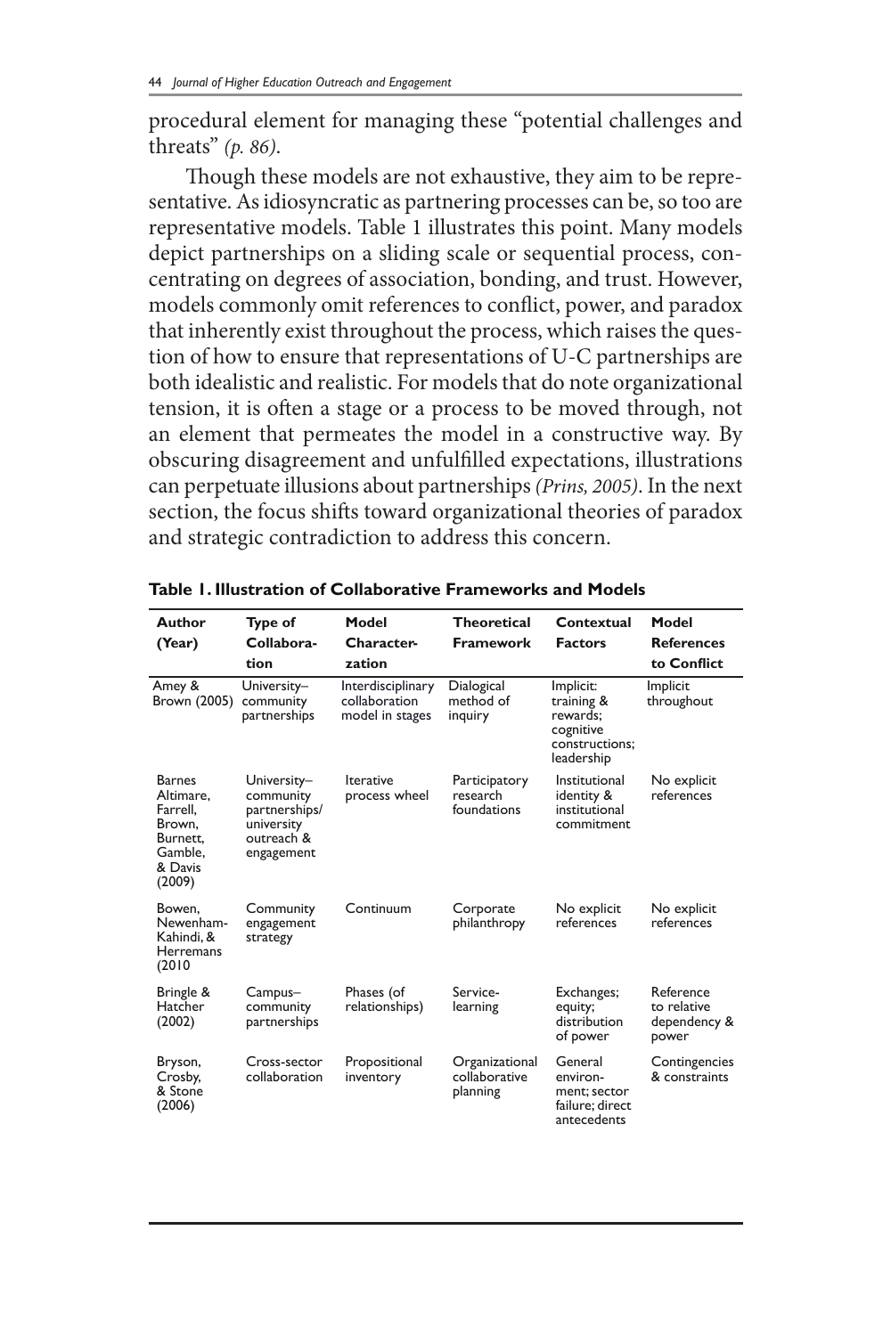procedural element for managing these "potential challenges and threats" *(p. 86)*.

Though these models are not exhaustive, they aim to be representative. As idiosyncratic as partnering processes can be, so too are representative models. Table 1 illustrates this point. Many models depict partnerships on a sliding scale or sequential process, concentrating on degrees of association, bonding, and trust. However, models commonly omit references to conflict, power, and paradox that inherently exist throughout the process, which raises the question of how to ensure that representations of U-C partnerships are both idealistic and realistic. For models that do note organizational tension, it is often a stage or a process to be moved through, not an element that permeates the model in a constructive way. By obscuring disagreement and unfulfilled expectations, illustrations can perpetuate illusions about partnerships *(Prins, 2005)*. In the next section, the focus shifts toward organizational theories of paradox and strategic contradiction to address this concern.

**Table 1. Illustration of Collaborative Frameworks and Models**

| Author (Year) | Type of Collaboration | Model Characterzation | Theoretical Framework | Contextual Factors | Model References to Conflict |
|---|---|---|---|---|---|
| Amey & Brown (2005) | University–community partnerships | Interdisciplinary collaboration model in stages | Dialogical method of inquiry | Implicit: training & rewards; cognitive constructions; leadership | Implicit throughout |
| Barnes Altimare, Farrell, Brown, Burnett, Gamble, & Davis (2009) | University–community partnerships/ university outreach & engagement | Iterative process wheel | Participatory research foundations | Institutional identity & institutional commitment | No explicit references |
| Bowen, Newenham-Kahindi, & Herremans (2010 | Community engagement strategy | Continuum | Corporate philanthropy | No explicit references | No explicit references |
| Bringle & Hatcher (2002) | Campus–community partnerships | Phases (of relationships) | Service-learning | Exchanges; equity; distribution of power | Reference to relative dependency & power |
| Bryson, Crosby, & Stone (2006) | Cross-sector collaboration | Propositional inventory | Organizational collaborative planning | General environment; sector failure; direct antecedents | Contingencies & constraints |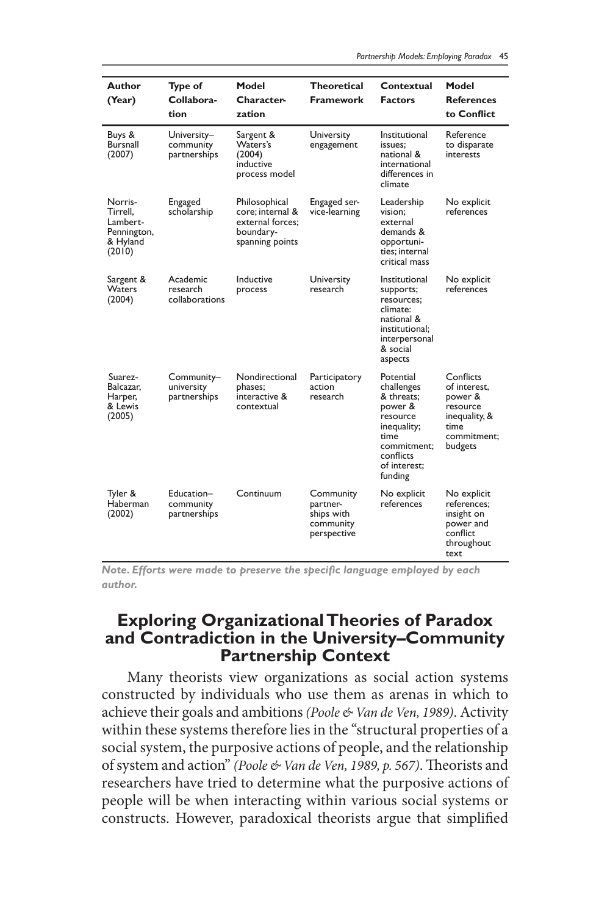| Author (Year) | Type of Collaboration | Model Characterization | Theoretical Framework | Contextual Factors | Model References to Conflict |
|---|---|---|---|---|---|
| Buys & Bursnall (2007) | University–community partnerships | Sargent & Waters's (2004) inductive process model | University engagement | Institutional issues; national & international differences in climate | Reference to disparate interests |
| Norris-Tirrell, Lambert-Pennington, & Hyland (2010) | Engaged scholarship | Philosophical core; internal & external forces; boundary-spanning points | Engaged service-learning | Leadership vision; external demands & opportunities; internal critical mass | No explicit references |
| Sargent & Waters (2004) | Academic research collaborations | Inductive process | University research | Institutional supports; resources; climate: national & institutional; interpersonal & social aspects | No explicit references |
| Suarez-Balcazar, Harper, & Lewis (2005) | Community–university partnerships | Nondirectional phases; interactive & contextual | Participatory action research | Potential challenges & threats; power & resource inequality; time commitment; conflicts of interest; funding | Conflicts of interest, power & resource inequality, & time commitment; budgets |
| Tyler & Haberman (2002) | Education–community partnerships | Continuum | Community partnerships with community perspective | No explicit references | No explicit references; insight on power and conflict throughout text |

***Note.*** ***Efforts were made to preserve the specific language employed by each author.***

## Exploring Organizational Theories of Paradox and Contradiction in the University–Community Partnership Context

Many theorists view organizations as social action systems constructed by individuals who use them as arenas in which to achieve their goals and ambitions *(Poole & Van de Ven, 1989)*. Activity within these systems therefore lies in the "structural properties of a social system, the purposive actions of people, and the relationship of system and action" *(Poole & Van de Ven, 1989, p. 567)*. Theorists and researchers have tried to determine what the purposive actions of people will be when interacting within various social systems or constructs. However, paradoxical theorists argue that simplified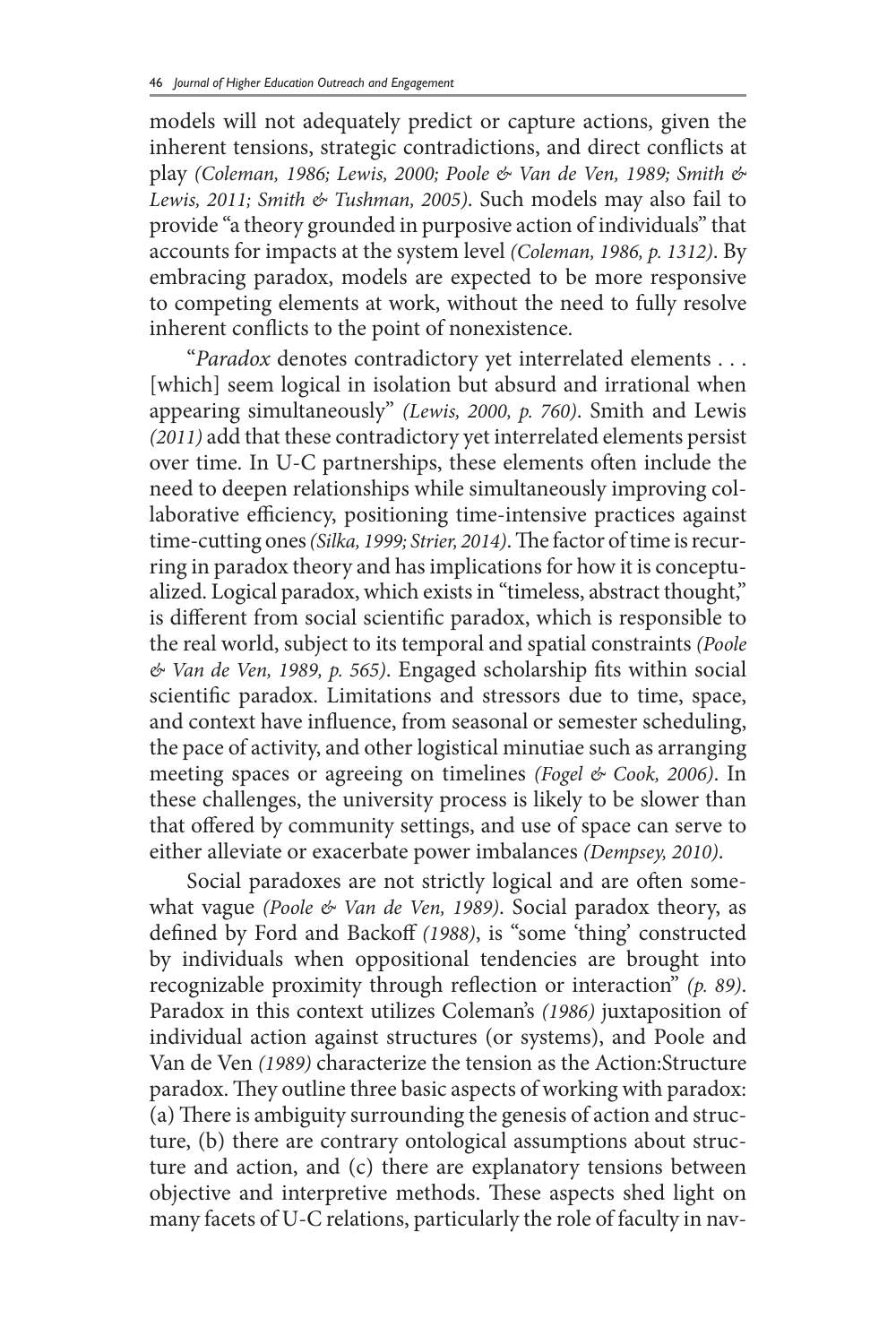models will not adequately predict or capture actions, given the inherent tensions, strategic contradictions, and direct conflicts at play *(Coleman, 1986; Lewis, 2000; Poole & Van de Ven, 1989; Smith & Lewis, 2011; Smith & Tushman, 2005)*. Such models may also fail to provide "a theory grounded in purposive action of individuals" that accounts for impacts at the system level *(Coleman, 1986, p. 1312)*. By embracing paradox, models are expected to be more responsive to competing elements at work, without the need to fully resolve inherent conflicts to the point of nonexistence.

"*Paradox* denotes contradictory yet interrelated elements . . . [which] seem logical in isolation but absurd and irrational when appearing simultaneously" *(Lewis, 2000, p. 760)*. Smith and Lewis *(2011)* add that these contradictory yet interrelated elements persist over time. In U-C partnerships, these elements often include the need to deepen relationships while simultaneously improving collaborative efficiency, positioning time-intensive practices against time-cutting ones *(Silka, 1999; Strier, 2014)*. The factor of time is recurring in paradox theory and has implications for how it is conceptualized. Logical paradox, which exists in "timeless, abstract thought," is different from social scientific paradox, which is responsible to the real world, subject to its temporal and spatial constraints *(Poole & Van de Ven, 1989, p. 565)*. Engaged scholarship fits within social scientific paradox. Limitations and stressors due to time, space, and context have influence, from seasonal or semester scheduling, the pace of activity, and other logistical minutiae such as arranging meeting spaces or agreeing on timelines *(Fogel & Cook, 2006)*. In these challenges, the university process is likely to be slower than that offered by community settings, and use of space can serve to either alleviate or exacerbate power imbalances *(Dempsey, 2010)*.

Social paradoxes are not strictly logical and are often somewhat vague *(Poole & Van de Ven, 1989)*. Social paradox theory, as defined by Ford and Backoff *(1988)*, is "some 'thing' constructed by individuals when oppositional tendencies are brought into recognizable proximity through reflection or interaction" *(p. 89)*. Paradox in this context utilizes Coleman's *(1986)* juxtaposition of individual action against structures (or systems), and Poole and Van de Ven *(1989)* characterize the tension as the Action:Structure paradox. They outline three basic aspects of working with paradox: (a) There is ambiguity surrounding the genesis of action and structure, (b) there are contrary ontological assumptions about structure and action, and (c) there are explanatory tensions between objective and interpretive methods. These aspects shed light on many facets of U-C relations, particularly the role of faculty in nav-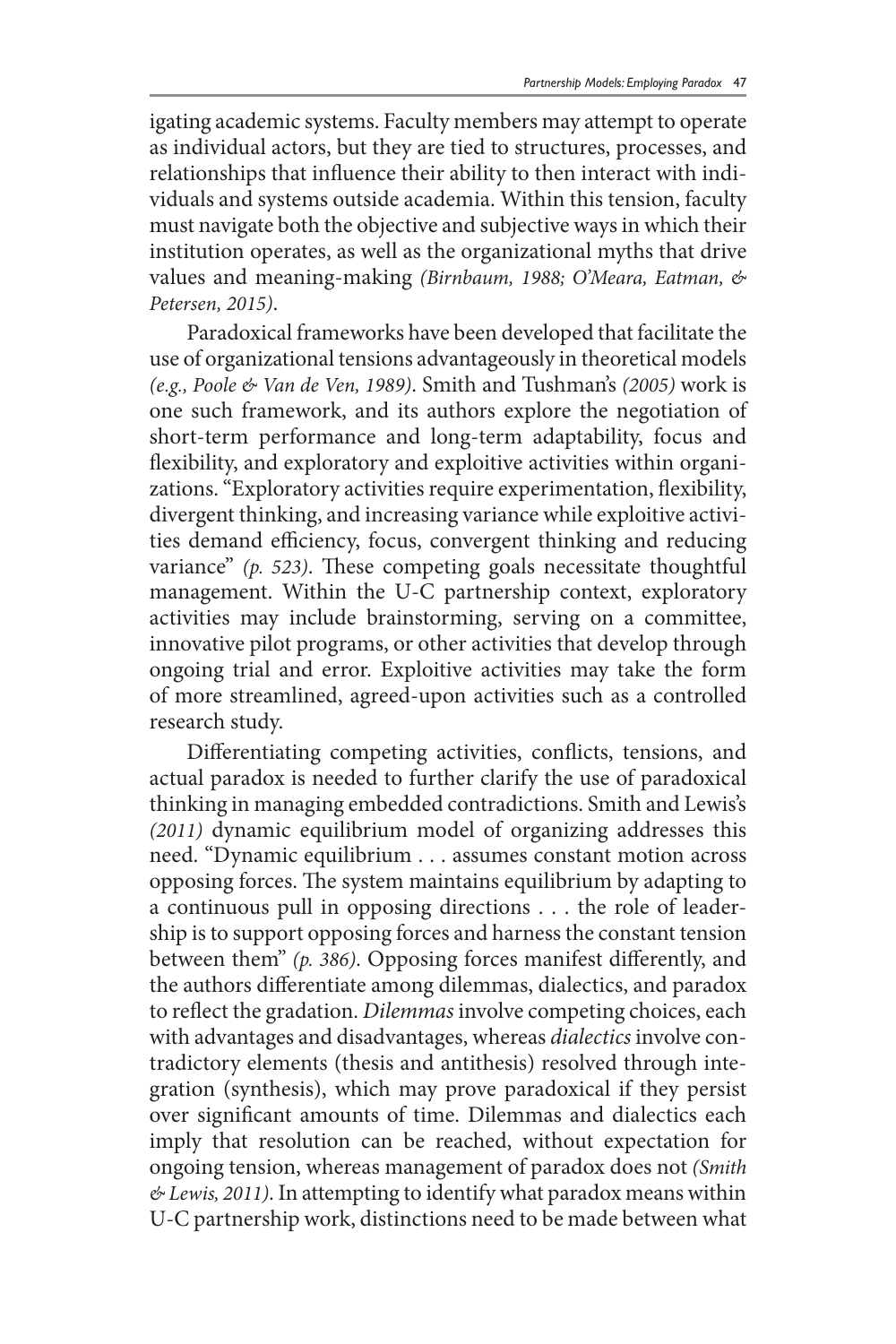igating academic systems. Faculty members may attempt to operate as individual actors, but they are tied to structures, processes, and relationships that influence their ability to then interact with individuals and systems outside academia. Within this tension, faculty must navigate both the objective and subjective ways in which their institution operates, as well as the organizational myths that drive values and meaning-making *(Birnbaum, 1988; O'Meara, Eatman, & Petersen, 2015)*.

Paradoxical frameworks have been developed that facilitate the use of organizational tensions advantageously in theoretical models *(e.g., Poole & Van de Ven, 1989)*. Smith and Tushman's *(2005)* work is one such framework, and its authors explore the negotiation of short-term performance and long-term adaptability, focus and flexibility, and exploratory and exploitive activities within organizations. "Exploratory activities require experimentation, flexibility, divergent thinking, and increasing variance while exploitive activities demand efficiency, focus, convergent thinking and reducing variance" *(p. 523)*. These competing goals necessitate thoughtful management. Within the U-C partnership context, exploratory activities may include brainstorming, serving on a committee, innovative pilot programs, or other activities that develop through ongoing trial and error. Exploitive activities may take the form of more streamlined, agreed-upon activities such as a controlled research study.

Differentiating competing activities, conflicts, tensions, and actual paradox is needed to further clarify the use of paradoxical thinking in managing embedded contradictions. Smith and Lewis's *(2011)* dynamic equilibrium model of organizing addresses this need. "Dynamic equilibrium . . . assumes constant motion across opposing forces. The system maintains equilibrium by adapting to a continuous pull in opposing directions . . . the role of leadership is to support opposing forces and harness the constant tension between them" *(p. 386)*. Opposing forces manifest differently, and the authors differentiate among dilemmas, dialectics, and paradox to reflect the gradation. *Dilemmas* involve competing choices, each with advantages and disadvantages, whereas *dialectics* involve contradictory elements (thesis and antithesis) resolved through integration (synthesis), which may prove paradoxical if they persist over significant amounts of time. Dilemmas and dialectics each imply that resolution can be reached, without expectation for ongoing tension, whereas management of paradox does not *(Smith & Lewis, 2011)*. In attempting to identify what paradox means within U-C partnership work, distinctions need to be made between what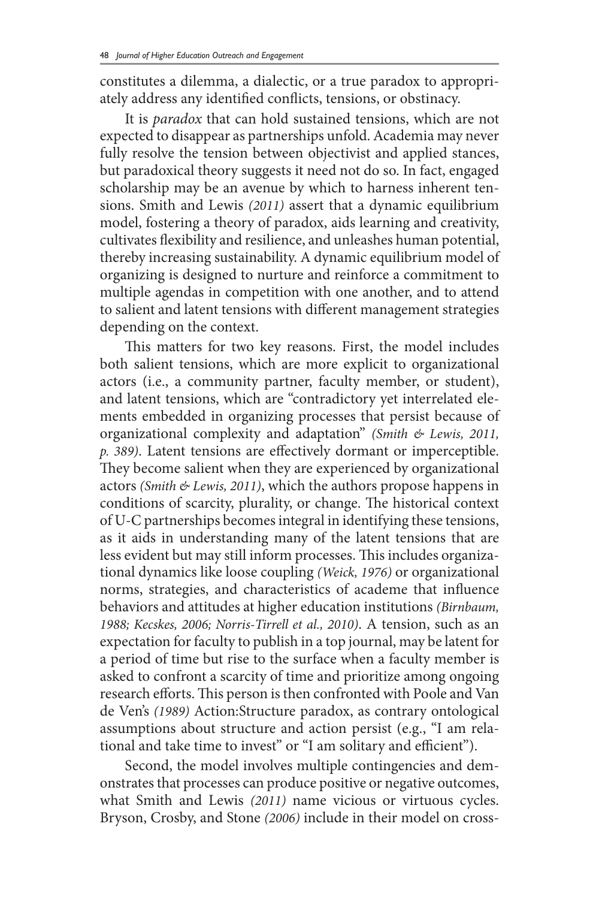constitutes a dilemma, a dialectic, or a true paradox to appropriately address any identified conflicts, tensions, or obstinacy.

It is *paradox* that can hold sustained tensions, which are not expected to disappear as partnerships unfold. Academia may never fully resolve the tension between objectivist and applied stances, but paradoxical theory suggests it need not do so. In fact, engaged scholarship may be an avenue by which to harness inherent tensions. Smith and Lewis *(2011)* assert that a dynamic equilibrium model, fostering a theory of paradox, aids learning and creativity, cultivates flexibility and resilience, and unleashes human potential, thereby increasing sustainability. A dynamic equilibrium model of organizing is designed to nurture and reinforce a commitment to multiple agendas in competition with one another, and to attend to salient and latent tensions with different management strategies depending on the context.

This matters for two key reasons. First, the model includes both salient tensions, which are more explicit to organizational actors (i.e., a community partner, faculty member, or student), and latent tensions, which are "contradictory yet interrelated elements embedded in organizing processes that persist because of organizational complexity and adaptation" *(Smith & Lewis, 2011, p. 389)*. Latent tensions are effectively dormant or imperceptible. They become salient when they are experienced by organizational actors *(Smith & Lewis, 2011)*, which the authors propose happens in conditions of scarcity, plurality, or change. The historical context of U-C partnerships becomes integral in identifying these tensions, as it aids in understanding many of the latent tensions that are less evident but may still inform processes. This includes organizational dynamics like loose coupling *(Weick, 1976)* or organizational norms, strategies, and characteristics of academe that influence behaviors and attitudes at higher education institutions *(Birnbaum, 1988; Kecskes, 2006; Norris-Tirrell et al., 2010)*. A tension, such as an expectation for faculty to publish in a top journal, may be latent for a period of time but rise to the surface when a faculty member is asked to confront a scarcity of time and prioritize among ongoing research efforts. This person is then confronted with Poole and Van de Ven's *(1989)* Action:Structure paradox, as contrary ontological assumptions about structure and action persist (e.g., "I am relational and take time to invest" or "I am solitary and efficient").

Second, the model involves multiple contingencies and demonstrates that processes can produce positive or negative outcomes, what Smith and Lewis *(2011)* name vicious or virtuous cycles. Bryson, Crosby, and Stone *(2006)* include in their model on cross-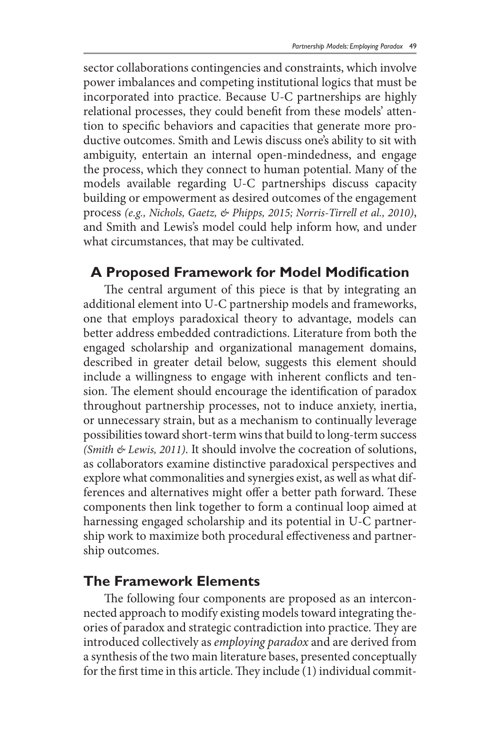sector collaborations contingencies and constraints, which involve power imbalances and competing institutional logics that must be incorporated into practice. Because U-C partnerships are highly relational processes, they could benefit from these models' attention to specific behaviors and capacities that generate more productive outcomes. Smith and Lewis discuss one's ability to sit with ambiguity, entertain an internal open-mindedness, and engage the process, which they connect to human potential. Many of the models available regarding U-C partnerships discuss capacity building or empowerment as desired outcomes of the engagement process *(e.g., Nichols, Gaetz, & Phipps, 2015; Norris-Tirrell et al., 2010)*, and Smith and Lewis's model could help inform how, and under what circumstances, that may be cultivated.

## A Proposed Framework for Model Modification

The central argument of this piece is that by integrating an additional element into U-C partnership models and frameworks, one that employs paradoxical theory to advantage, models can better address embedded contradictions. Literature from both the engaged scholarship and organizational management domains, described in greater detail below, suggests this element should include a willingness to engage with inherent conflicts and tension. The element should encourage the identification of paradox throughout partnership processes, not to induce anxiety, inertia, or unnecessary strain, but as a mechanism to continually leverage possibilities toward short-term wins that build to long-term success *(Smith & Lewis, 2011)*. It should involve the cocreation of solutions, as collaborators examine distinctive paradoxical perspectives and explore what commonalities and synergies exist, as well as what differences and alternatives might offer a better path forward. These components then link together to form a continual loop aimed at harnessing engaged scholarship and its potential in U-C partnership work to maximize both procedural effectiveness and partnership outcomes.

## The Framework Elements

The following four components are proposed as an interconnected approach to modify existing models toward integrating theories of paradox and strategic contradiction into practice. They are introduced collectively as *employing paradox* and are derived from a synthesis of the two main literature bases, presented conceptually for the first time in this article. They include (1) individual commit-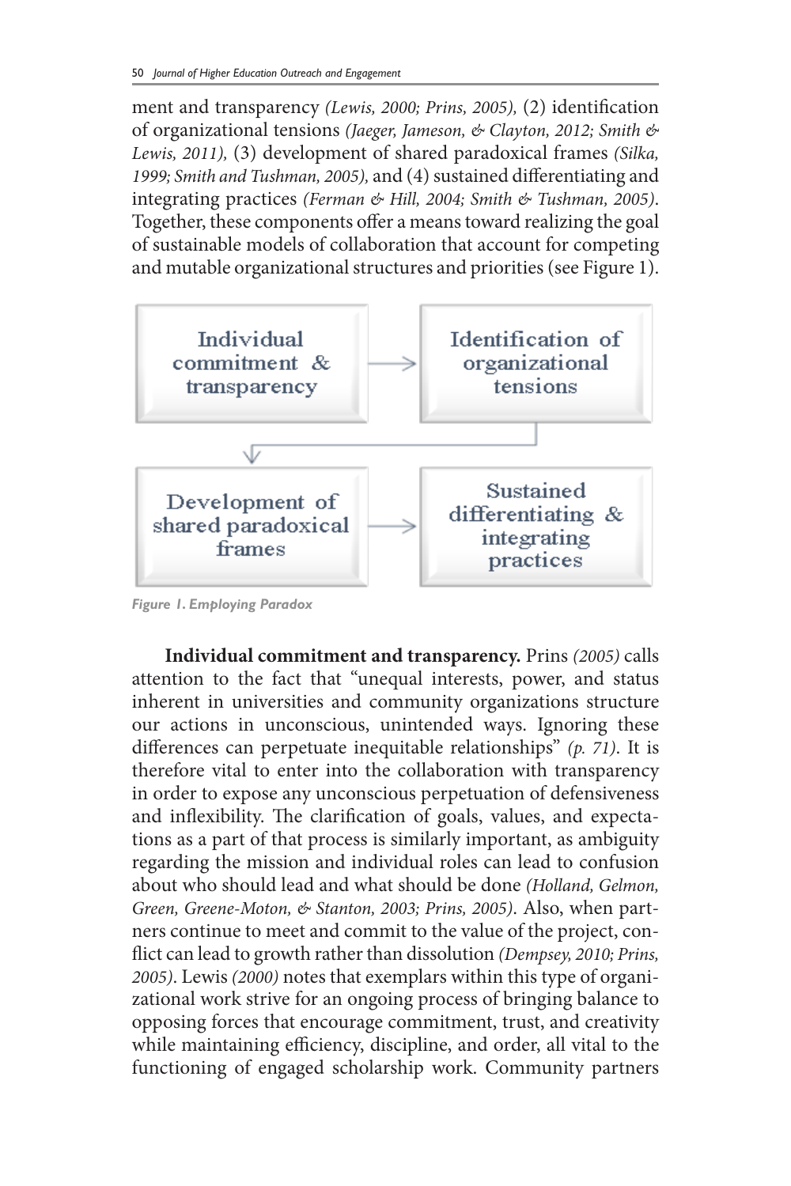ment and transparency *(Lewis, 2000; Prins, 2005),* (2) identification of organizational tensions *(Jaeger, Jameson, & Clayton, 2012; Smith & Lewis, 2011),* (3) development of shared paradoxical frames *(Silka, 1999; Smith and Tushman, 2005),* and (4) sustained differentiating and integrating practices *(Ferman & Hill, 2004; Smith & Tushman, 2005)*. Together, these components offer a means toward realizing the goal of sustainable models of collaboration that account for competing and mutable organizational structures and priorities (see Figure 1).

Individual commitment & transparency → Identification of organizational tensions → Development of shared paradoxical frames → Sustained differentiating & integrating practices

*Figure 1. Employing Paradox*

**Individual commitment and transparency.** Prins *(2005)* calls attention to the fact that "unequal interests, power, and status inherent in universities and community organizations structure our actions in unconscious, unintended ways. Ignoring these differences can perpetuate inequitable relationships" *(p. 71)*. It is therefore vital to enter into the collaboration with transparency in order to expose any unconscious perpetuation of defensiveness and inflexibility. The clarification of goals, values, and expectations as a part of that process is similarly important, as ambiguity regarding the mission and individual roles can lead to confusion about who should lead and what should be done *(Holland, Gelmon, Green, Greene-Moton, & Stanton, 2003; Prins, 2005)*. Also, when partners continue to meet and commit to the value of the project, conflict can lead to growth rather than dissolution *(Dempsey, 2010; Prins, 2005)*. Lewis *(2000)* notes that exemplars within this type of organizational work strive for an ongoing process of bringing balance to opposing forces that encourage commitment, trust, and creativity while maintaining efficiency, discipline, and order, all vital to the functioning of engaged scholarship work. Community partners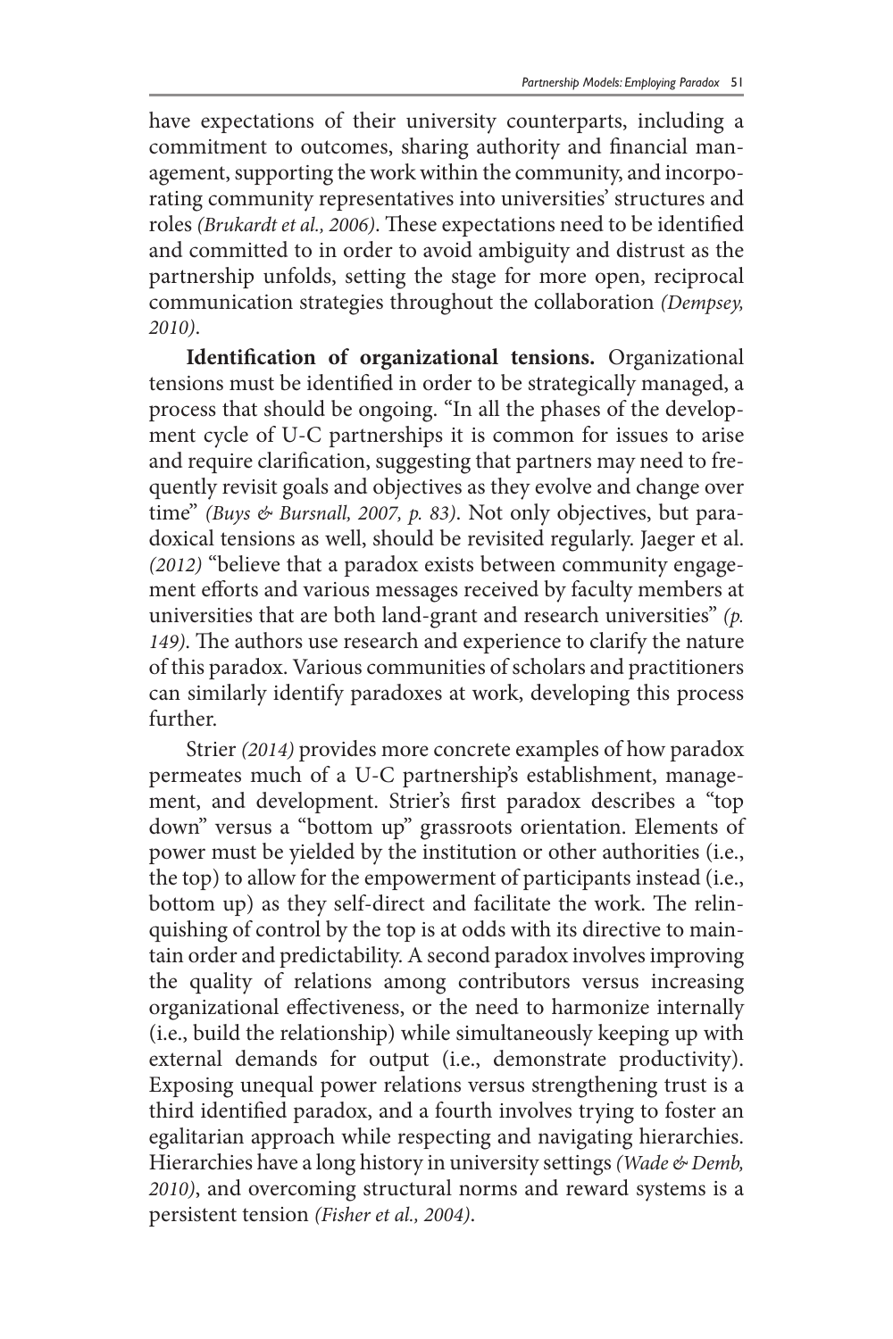have expectations of their university counterparts, including a commitment to outcomes, sharing authority and financial management, supporting the work within the community, and incorporating community representatives into universities' structures and roles *(Brukardt et al., 2006)*. These expectations need to be identified and committed to in order to avoid ambiguity and distrust as the partnership unfolds, setting the stage for more open, reciprocal communication strategies throughout the collaboration *(Dempsey, 2010)*.

**Identification of organizational tensions.** Organizational tensions must be identified in order to be strategically managed, a process that should be ongoing. "In all the phases of the development cycle of U-C partnerships it is common for issues to arise and require clarification, suggesting that partners may need to frequently revisit goals and objectives as they evolve and change over time" *(Buys & Bursnall, 2007, p. 83)*. Not only objectives, but paradoxical tensions as well, should be revisited regularly. Jaeger et al. *(2012)* "believe that a paradox exists between community engagement efforts and various messages received by faculty members at universities that are both land-grant and research universities" *(p. 149)*. The authors use research and experience to clarify the nature of this paradox. Various communities of scholars and practitioners can similarly identify paradoxes at work, developing this process further.

Strier *(2014)* provides more concrete examples of how paradox permeates much of a U-C partnership's establishment, management, and development. Strier's first paradox describes a "top down" versus a "bottom up" grassroots orientation. Elements of power must be yielded by the institution or other authorities (i.e., the top) to allow for the empowerment of participants instead (i.e., bottom up) as they self-direct and facilitate the work. The relinquishing of control by the top is at odds with its directive to maintain order and predictability. A second paradox involves improving the quality of relations among contributors versus increasing organizational effectiveness, or the need to harmonize internally (i.e., build the relationship) while simultaneously keeping up with external demands for output (i.e., demonstrate productivity). Exposing unequal power relations versus strengthening trust is a third identified paradox, and a fourth involves trying to foster an egalitarian approach while respecting and navigating hierarchies. Hierarchies have a long history in university settings *(Wade & Demb, 2010)*, and overcoming structural norms and reward systems is a persistent tension *(Fisher et al., 2004)*.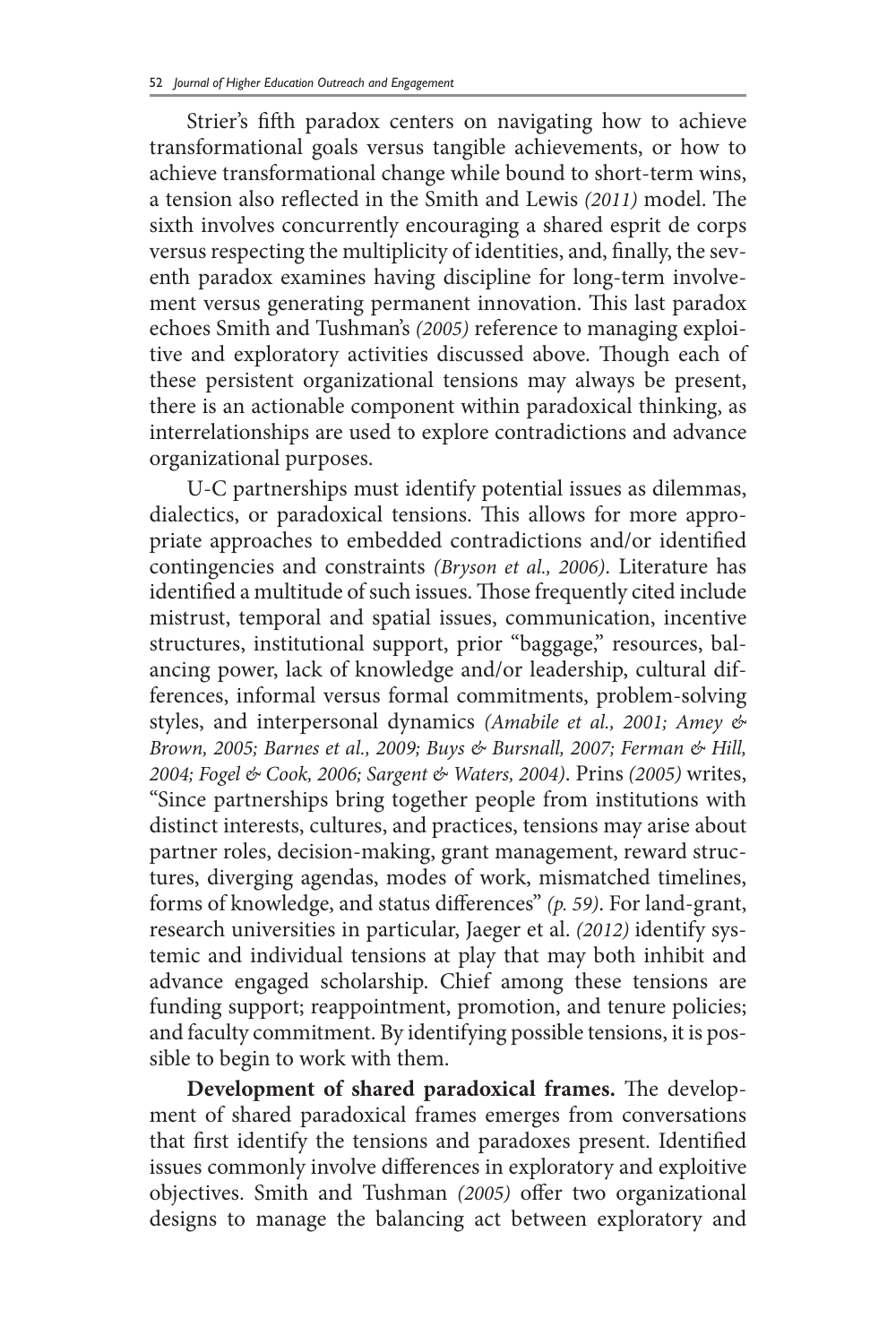Strier's fifth paradox centers on navigating how to achieve transformational goals versus tangible achievements, or how to achieve transformational change while bound to short-term wins, a tension also reflected in the Smith and Lewis *(2011)* model. The sixth involves concurrently encouraging a shared esprit de corps versus respecting the multiplicity of identities, and, finally, the seventh paradox examines having discipline for long-term involvement versus generating permanent innovation. This last paradox echoes Smith and Tushman's *(2005)* reference to managing exploitive and exploratory activities discussed above. Though each of these persistent organizational tensions may always be present, there is an actionable component within paradoxical thinking, as interrelationships are used to explore contradictions and advance organizational purposes.

U-C partnerships must identify potential issues as dilemmas, dialectics, or paradoxical tensions. This allows for more appropriate approaches to embedded contradictions and/or identified contingencies and constraints *(Bryson et al., 2006)*. Literature has identified a multitude of such issues. Those frequently cited include mistrust, temporal and spatial issues, communication, incentive structures, institutional support, prior "baggage," resources, balancing power, lack of knowledge and/or leadership, cultural differences, informal versus formal commitments, problem-solving styles, and interpersonal dynamics *(Amabile et al., 2001; Amey & Brown, 2005; Barnes et al., 2009; Buys & Bursnall, 2007; Ferman & Hill, 2004; Fogel & Cook, 2006; Sargent & Waters, 2004)*. Prins *(2005)* writes, "Since partnerships bring together people from institutions with distinct interests, cultures, and practices, tensions may arise about partner roles, decision-making, grant management, reward structures, diverging agendas, modes of work, mismatched timelines, forms of knowledge, and status differences" *(p. 59)*. For land-grant, research universities in particular, Jaeger et al. *(2012)* identify systemic and individual tensions at play that may both inhibit and advance engaged scholarship. Chief among these tensions are funding support; reappointment, promotion, and tenure policies; and faculty commitment. By identifying possible tensions, it is possible to begin to work with them.

**Development of shared paradoxical frames.** The development of shared paradoxical frames emerges from conversations that first identify the tensions and paradoxes present. Identified issues commonly involve differences in exploratory and exploitive objectives. Smith and Tushman *(2005)* offer two organizational designs to manage the balancing act between exploratory and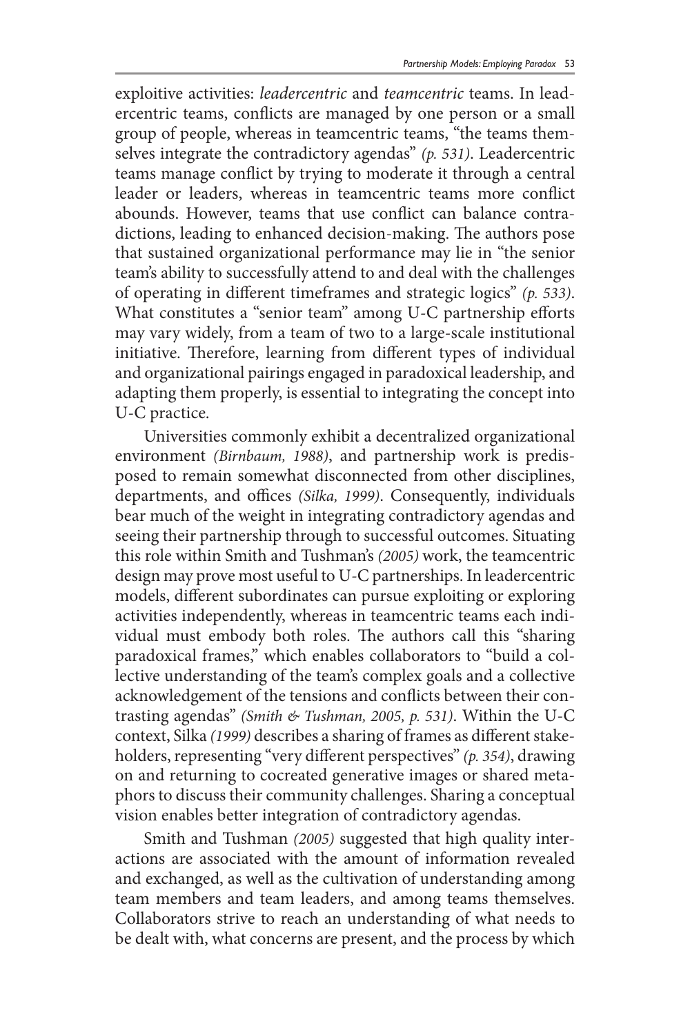exploitive activities: *leadercentric* and *teamcentric* teams. In leadercentric teams, conflicts are managed by one person or a small group of people, whereas in teamcentric teams, "the teams themselves integrate the contradictory agendas" *(p. 531)*. Leadercentric teams manage conflict by trying to moderate it through a central leader or leaders, whereas in teamcentric teams more conflict abounds. However, teams that use conflict can balance contradictions, leading to enhanced decision-making. The authors pose that sustained organizational performance may lie in "the senior team's ability to successfully attend to and deal with the challenges of operating in different timeframes and strategic logics" *(p. 533)*. What constitutes a "senior team" among U-C partnership efforts may vary widely, from a team of two to a large-scale institutional initiative. Therefore, learning from different types of individual and organizational pairings engaged in paradoxical leadership, and adapting them properly, is essential to integrating the concept into U-C practice.

Universities commonly exhibit a decentralized organizational environment *(Birnbaum, 1988)*, and partnership work is predisposed to remain somewhat disconnected from other disciplines, departments, and offices *(Silka, 1999)*. Consequently, individuals bear much of the weight in integrating contradictory agendas and seeing their partnership through to successful outcomes. Situating this role within Smith and Tushman's *(2005)* work, the teamcentric design may prove most useful to U-C partnerships. In leadercentric models, different subordinates can pursue exploiting or exploring activities independently, whereas in teamcentric teams each individual must embody both roles. The authors call this "sharing paradoxical frames," which enables collaborators to "build a collective understanding of the team's complex goals and a collective acknowledgement of the tensions and conflicts between their contrasting agendas" *(Smith & Tushman, 2005, p. 531)*. Within the U-C context, Silka *(1999)* describes a sharing of frames as different stakeholders, representing "very different perspectives" *(p. 354)*, drawing on and returning to cocreated generative images or shared metaphors to discuss their community challenges. Sharing a conceptual vision enables better integration of contradictory agendas.

Smith and Tushman *(2005)* suggested that high quality interactions are associated with the amount of information revealed and exchanged, as well as the cultivation of understanding among team members and team leaders, and among teams themselves. Collaborators strive to reach an understanding of what needs to be dealt with, what concerns are present, and the process by which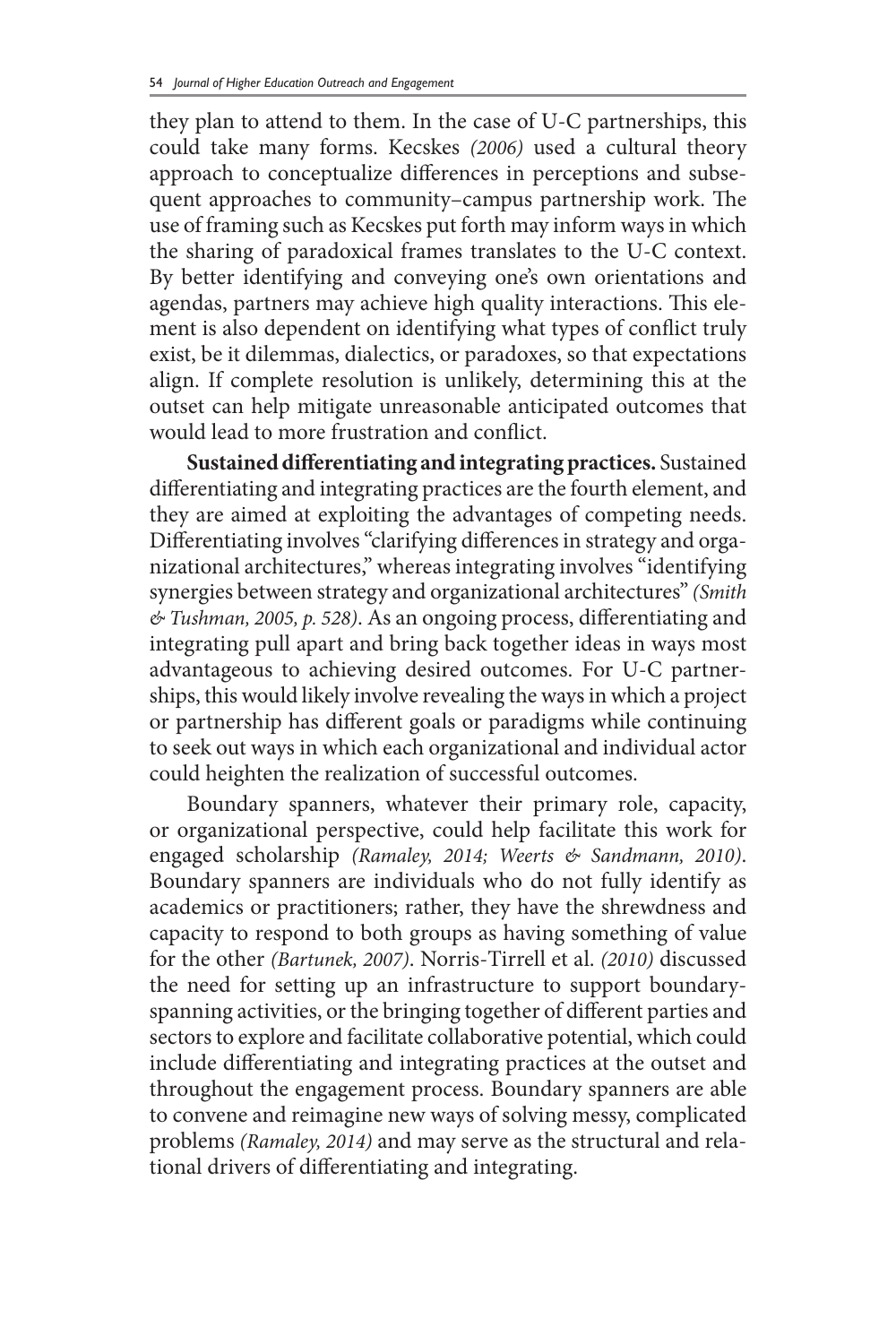they plan to attend to them. In the case of U-C partnerships, this could take many forms. Kecskes *(2006)* used a cultural theory approach to conceptualize differences in perceptions and subsequent approaches to community–campus partnership work. The use of framing such as Kecskes put forth may inform ways in which the sharing of paradoxical frames translates to the U-C context. By better identifying and conveying one's own orientations and agendas, partners may achieve high quality interactions. This element is also dependent on identifying what types of conflict truly exist, be it dilemmas, dialectics, or paradoxes, so that expectations align. If complete resolution is unlikely, determining this at the outset can help mitigate unreasonable anticipated outcomes that would lead to more frustration and conflict.

**Sustained differentiating and integrating practices.** Sustained differentiating and integrating practices are the fourth element, and they are aimed at exploiting the advantages of competing needs. Differentiating involves "clarifying differences in strategy and organizational architectures," whereas integrating involves "identifying synergies between strategy and organizational architectures" *(Smith & Tushman, 2005, p. 528)*. As an ongoing process, differentiating and integrating pull apart and bring back together ideas in ways most advantageous to achieving desired outcomes. For U-C partnerships, this would likely involve revealing the ways in which a project or partnership has different goals or paradigms while continuing to seek out ways in which each organizational and individual actor could heighten the realization of successful outcomes.

Boundary spanners, whatever their primary role, capacity, or organizational perspective, could help facilitate this work for engaged scholarship *(Ramaley, 2014; Weerts & Sandmann, 2010)*. Boundary spanners are individuals who do not fully identify as academics or practitioners; rather, they have the shrewdness and capacity to respond to both groups as having something of value for the other *(Bartunek, 2007)*. Norris-Tirrell et al. *(2010)* discussed the need for setting up an infrastructure to support boundary-spanning activities, or the bringing together of different parties and sectors to explore and facilitate collaborative potential, which could include differentiating and integrating practices at the outset and throughout the engagement process. Boundary spanners are able to convene and reimagine new ways of solving messy, complicated problems *(Ramaley, 2014)* and may serve as the structural and relational drivers of differentiating and integrating.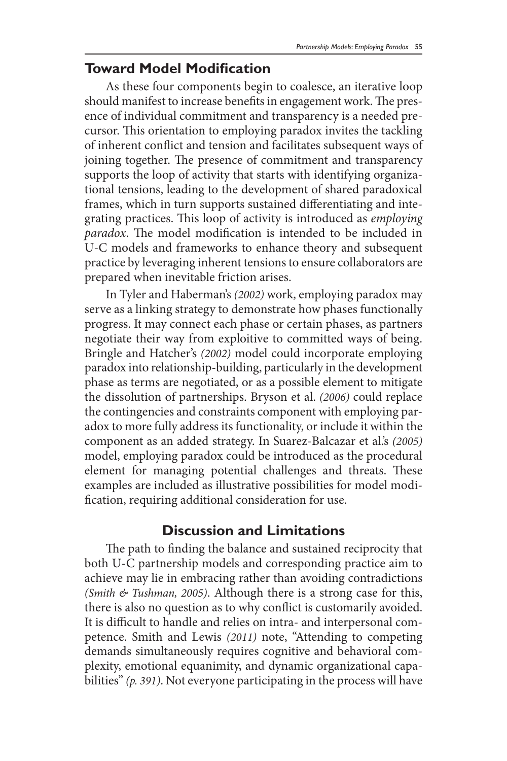## Toward Model Modification

As these four components begin to coalesce, an iterative loop should manifest to increase benefits in engagement work. The presence of individual commitment and transparency is a needed precursor. This orientation to employing paradox invites the tackling of inherent conflict and tension and facilitates subsequent ways of joining together. The presence of commitment and transparency supports the loop of activity that starts with identifying organizational tensions, leading to the development of shared paradoxical frames, which in turn supports sustained differentiating and integrating practices. This loop of activity is introduced as *employing paradox*. The model modification is intended to be included in U-C models and frameworks to enhance theory and subsequent practice by leveraging inherent tensions to ensure collaborators are prepared when inevitable friction arises.

In Tyler and Haberman's *(2002)* work, employing paradox may serve as a linking strategy to demonstrate how phases functionally progress. It may connect each phase or certain phases, as partners negotiate their way from exploitive to committed ways of being. Bringle and Hatcher's *(2002)* model could incorporate employing paradox into relationship-building, particularly in the development phase as terms are negotiated, or as a possible element to mitigate the dissolution of partnerships. Bryson et al. *(2006)* could replace the contingencies and constraints component with employing paradox to more fully address its functionality, or include it within the component as an added strategy. In Suarez-Balcazar et al.'s *(2005)* model, employing paradox could be introduced as the procedural element for managing potential challenges and threats. These examples are included as illustrative possibilities for model modification, requiring additional consideration for use.

## Discussion and Limitations

The path to finding the balance and sustained reciprocity that both U-C partnership models and corresponding practice aim to achieve may lie in embracing rather than avoiding contradictions *(Smith & Tushman, 2005)*. Although there is a strong case for this, there is also no question as to why conflict is customarily avoided. It is difficult to handle and relies on intra- and interpersonal competence. Smith and Lewis *(2011)* note, "Attending to competing demands simultaneously requires cognitive and behavioral complexity, emotional equanimity, and dynamic organizational capabilities" *(p. 391)*. Not everyone participating in the process will have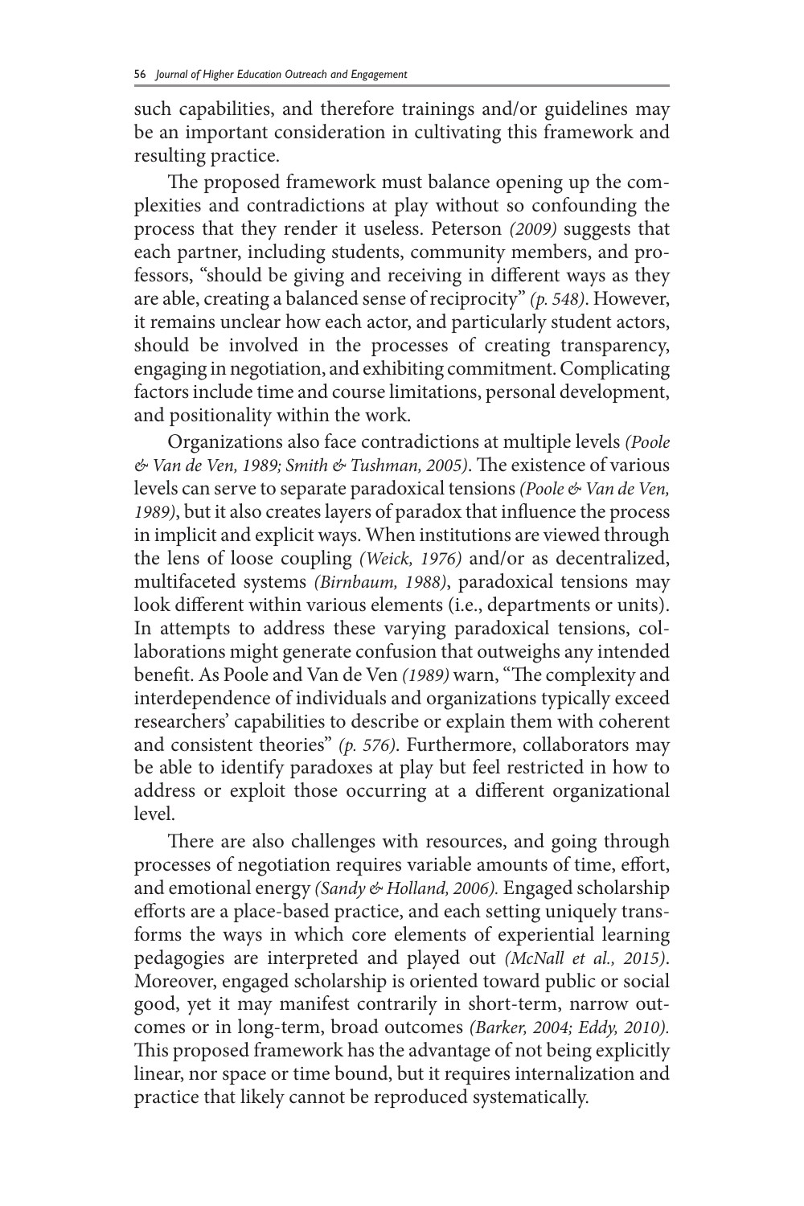such capabilities, and therefore trainings and/or guidelines may be an important consideration in cultivating this framework and resulting practice.

The proposed framework must balance opening up the complexities and contradictions at play without so confounding the process that they render it useless. Peterson *(2009)* suggests that each partner, including students, community members, and professors, "should be giving and receiving in different ways as they are able, creating a balanced sense of reciprocity" *(p. 548)*. However, it remains unclear how each actor, and particularly student actors, should be involved in the processes of creating transparency, engaging in negotiation, and exhibiting commitment. Complicating factors include time and course limitations, personal development, and positionality within the work.

Organizations also face contradictions at multiple levels *(Poole & Van de Ven, 1989; Smith & Tushman, 2005)*. The existence of various levels can serve to separate paradoxical tensions *(Poole & Van de Ven, 1989)*, but it also creates layers of paradox that influence the process in implicit and explicit ways. When institutions are viewed through the lens of loose coupling *(Weick, 1976)* and/or as decentralized, multifaceted systems *(Birnbaum, 1988)*, paradoxical tensions may look different within various elements (i.e., departments or units). In attempts to address these varying paradoxical tensions, collaborations might generate confusion that outweighs any intended benefit. As Poole and Van de Ven *(1989)* warn, "The complexity and interdependence of individuals and organizations typically exceed researchers' capabilities to describe or explain them with coherent and consistent theories" *(p. 576)*. Furthermore, collaborators may be able to identify paradoxes at play but feel restricted in how to address or exploit those occurring at a different organizational level.

There are also challenges with resources, and going through processes of negotiation requires variable amounts of time, effort, and emotional energy *(Sandy & Holland, 2006).* Engaged scholarship efforts are a place-based practice, and each setting uniquely transforms the ways in which core elements of experiential learning pedagogies are interpreted and played out *(McNall et al., 2015)*. Moreover, engaged scholarship is oriented toward public or social good, yet it may manifest contrarily in short-term, narrow outcomes or in long-term, broad outcomes *(Barker, 2004; Eddy, 2010).* This proposed framework has the advantage of not being explicitly linear, nor space or time bound, but it requires internalization and practice that likely cannot be reproduced systematically.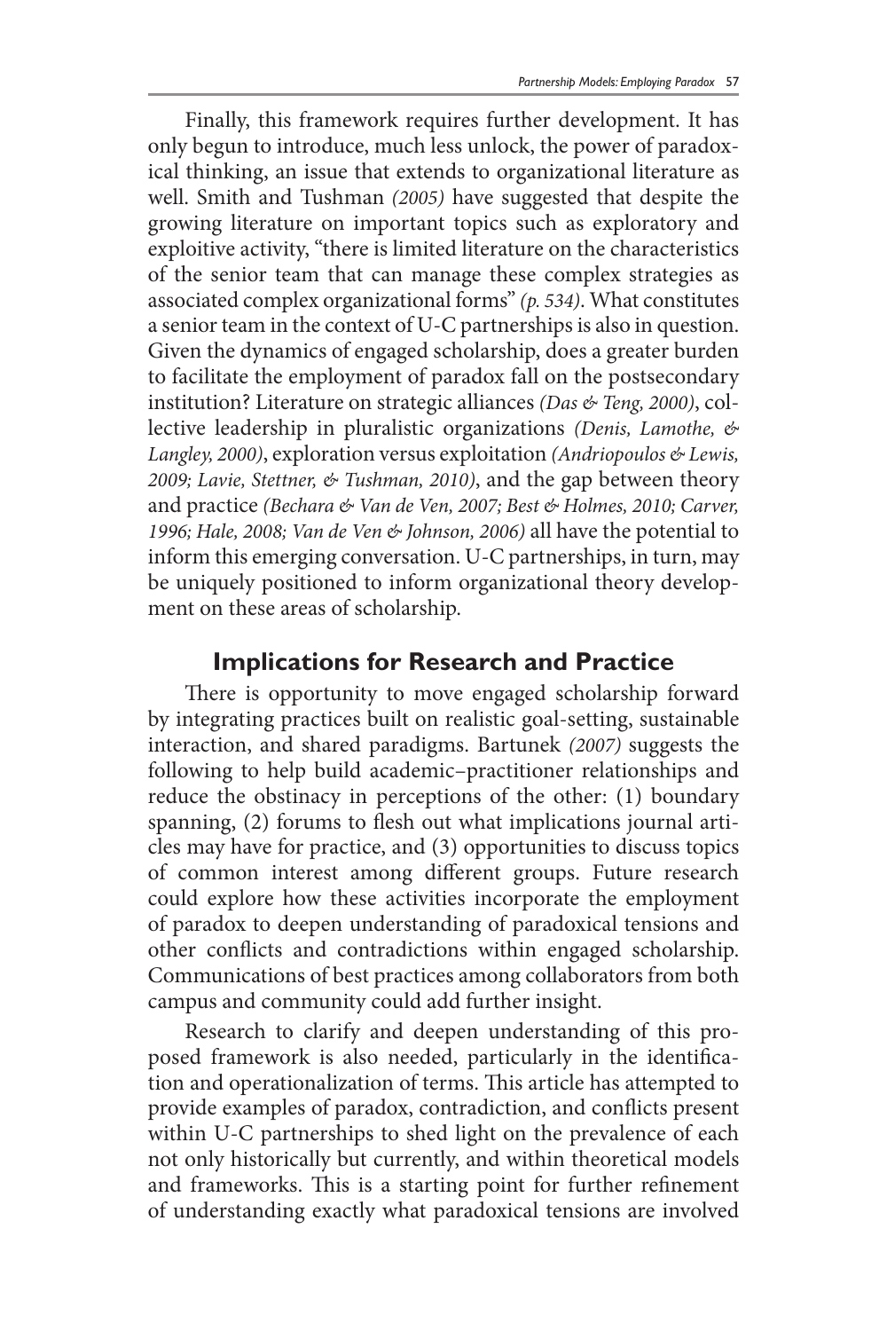Finally, this framework requires further development. It has only begun to introduce, much less unlock, the power of paradoxical thinking, an issue that extends to organizational literature as well. Smith and Tushman *(2005)* have suggested that despite the growing literature on important topics such as exploratory and exploitive activity, "there is limited literature on the characteristics of the senior team that can manage these complex strategies as associated complex organizational forms" *(p. 534)*. What constitutes a senior team in the context of U-C partnerships is also in question. Given the dynamics of engaged scholarship, does a greater burden to facilitate the employment of paradox fall on the postsecondary institution? Literature on strategic alliances *(Das & Teng, 2000)*, collective leadership in pluralistic organizations *(Denis, Lamothe, & Langley, 2000)*, exploration versus exploitation *(Andriopoulos & Lewis, 2009; Lavie, Stettner, & Tushman, 2010)*, and the gap between theory and practice *(Bechara & Van de Ven, 2007; Best & Holmes, 2010; Carver, 1996; Hale, 2008; Van de Ven & Johnson, 2006)* all have the potential to inform this emerging conversation. U-C partnerships, in turn, may be uniquely positioned to inform organizational theory development on these areas of scholarship.

## Implications for Research and Practice

There is opportunity to move engaged scholarship forward by integrating practices built on realistic goal-setting, sustainable interaction, and shared paradigms. Bartunek *(2007)* suggests the following to help build academic–practitioner relationships and reduce the obstinacy in perceptions of the other: (1) boundary spanning, (2) forums to flesh out what implications journal articles may have for practice, and (3) opportunities to discuss topics of common interest among different groups. Future research could explore how these activities incorporate the employment of paradox to deepen understanding of paradoxical tensions and other conflicts and contradictions within engaged scholarship. Communications of best practices among collaborators from both campus and community could add further insight.

Research to clarify and deepen understanding of this proposed framework is also needed, particularly in the identification and operationalization of terms. This article has attempted to provide examples of paradox, contradiction, and conflicts present within U-C partnerships to shed light on the prevalence of each not only historically but currently, and within theoretical models and frameworks. This is a starting point for further refinement of understanding exactly what paradoxical tensions are involved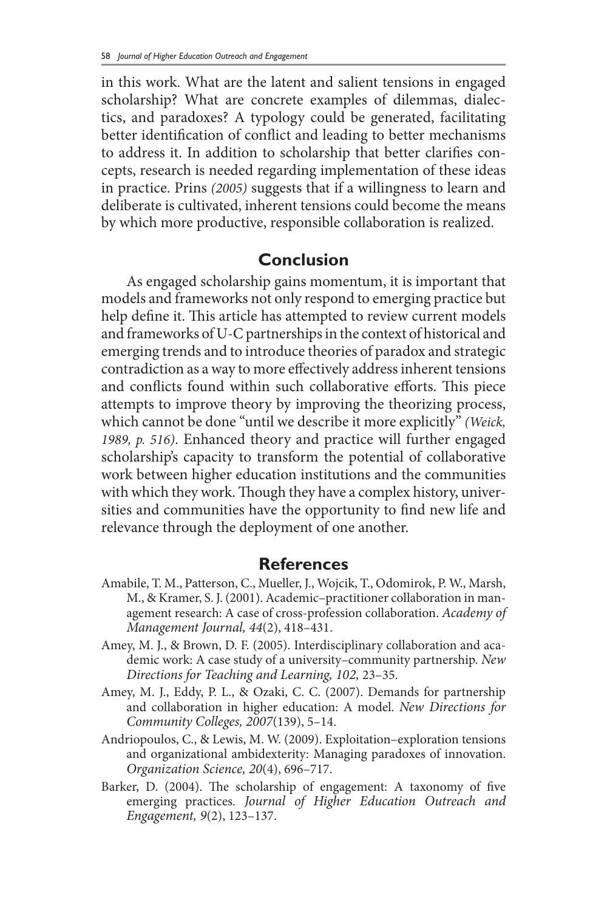in this work. What are the latent and salient tensions in engaged scholarship? What are concrete examples of dilemmas, dialectics, and paradoxes? A typology could be generated, facilitating better identification of conflict and leading to better mechanisms to address it. In addition to scholarship that better clarifies concepts, research is needed regarding implementation of these ideas in practice. Prins *(2005)* suggests that if a willingness to learn and deliberate is cultivated, inherent tensions could become the means by which more productive, responsible collaboration is realized.

## Conclusion

As engaged scholarship gains momentum, it is important that models and frameworks not only respond to emerging practice but help define it. This article has attempted to review current models and frameworks of U-C partnerships in the context of historical and emerging trends and to introduce theories of paradox and strategic contradiction as a way to more effectively address inherent tensions and conflicts found within such collaborative efforts. This piece attempts to improve theory by improving the theorizing process, which cannot be done "until we describe it more explicitly" *(Weick, 1989, p. 516)*. Enhanced theory and practice will further engaged scholarship's capacity to transform the potential of collaborative work between higher education institutions and the communities with which they work. Though they have a complex history, universities and communities have the opportunity to find new life and relevance through the deployment of one another.

## References

Amabile, T. M., Patterson, C., Mueller, J., Wojcik, T., Odomirok, P. W., Marsh, M., & Kramer, S. J. (2001). Academic–practitioner collaboration in management research: A case of cross-profession collaboration. *Academy of Management Journal, 44*(2), 418–431.

Amey, M. J., & Brown, D. F. (2005). Interdisciplinary collaboration and academic work: A case study of a university–community partnership. *New Directions for Teaching and Learning, 102,* 23–35.

Amey, M. J., Eddy, P. L., & Ozaki, C. C. (2007). Demands for partnership and collaboration in higher education: A model. *New Directions for Community Colleges, 2007*(139), 5–14.

Andriopoulos, C., & Lewis, M. W. (2009). Exploitation–exploration tensions and organizational ambidexterity: Managing paradoxes of innovation. *Organization Science, 20*(4), 696–717.

Barker, D. (2004). The scholarship of engagement: A taxonomy of five emerging practices. *Journal of Higher Education Outreach and Engagement, 9*(2), 123–137.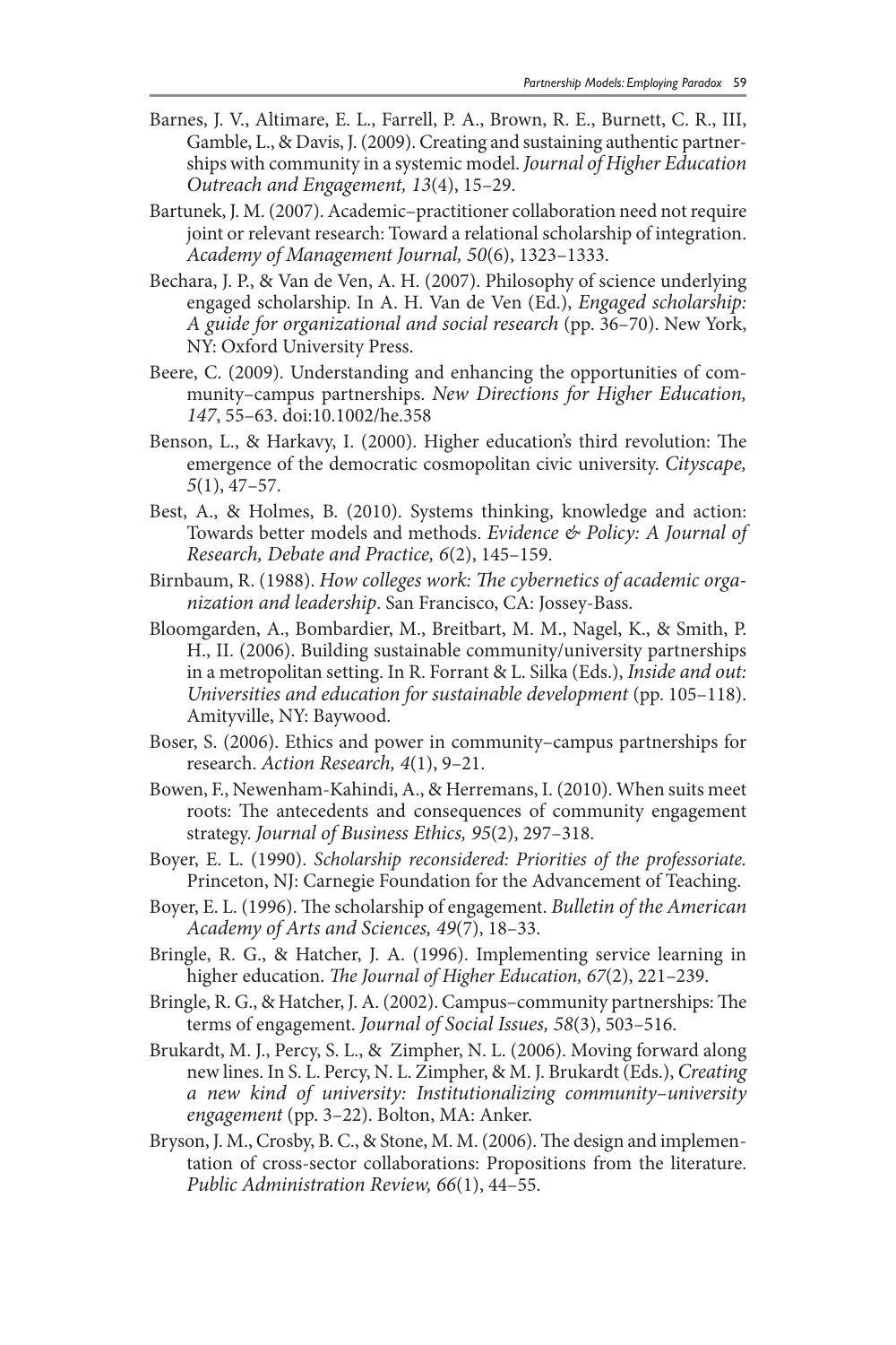Barnes, J. V., Altimare, E. L., Farrell, P. A., Brown, R. E., Burnett, C. R., III, Gamble, L., & Davis, J. (2009). Creating and sustaining authentic partnerships with community in a systemic model. *Journal of Higher Education Outreach and Engagement, 13*(4), 15–29.

Bartunek, J. M. (2007). Academic–practitioner collaboration need not require joint or relevant research: Toward a relational scholarship of integration. *Academy of Management Journal, 50*(6), 1323–1333.

Bechara, J. P., & Van de Ven, A. H. (2007). Philosophy of science underlying engaged scholarship. In A. H. Van de Ven (Ed.), *Engaged scholarship: A guide for organizational and social research* (pp. 36–70). New York, NY: Oxford University Press.

Beere, C. (2009). Understanding and enhancing the opportunities of community–campus partnerships. *New Directions for Higher Education, 147*, 55–63. doi:10.1002/he.358

Benson, L., & Harkavy, I. (2000). Higher education's third revolution: The emergence of the democratic cosmopolitan civic university. *Cityscape, 5*(1), 47–57.

Best, A., & Holmes, B. (2010). Systems thinking, knowledge and action: Towards better models and methods. *Evidence & Policy: A Journal of Research, Debate and Practice, 6*(2), 145–159.

Birnbaum, R. (1988). *How colleges work: The cybernetics of academic organization and leadership*. San Francisco, CA: Jossey-Bass.

Bloomgarden, A., Bombardier, M., Breitbart, M. M., Nagel, K., & Smith, P. H., II. (2006). Building sustainable community/university partnerships in a metropolitan setting. In R. Forrant & L. Silka (Eds.), *Inside and out: Universities and education for sustainable development* (pp. 105–118). Amityville, NY: Baywood.

Boser, S. (2006). Ethics and power in community–campus partnerships for research. *Action Research, 4*(1), 9–21.

Bowen, F., Newenham-Kahindi, A., & Herremans, I. (2010). When suits meet roots: The antecedents and consequences of community engagement strategy. *Journal of Business Ethics, 95*(2), 297–318.

Boyer, E. L. (1990). *Scholarship reconsidered: Priorities of the professoriate.* Princeton, NJ: Carnegie Foundation for the Advancement of Teaching.

Boyer, E. L. (1996). The scholarship of engagement. *Bulletin of the American Academy of Arts and Sciences, 49*(7), 18–33.

Bringle, R. G., & Hatcher, J. A. (1996). Implementing service learning in higher education. *The Journal of Higher Education, 67*(2), 221–239.

Bringle, R. G., & Hatcher, J. A. (2002). Campus–community partnerships: The terms of engagement. *Journal of Social Issues, 58*(3), 503–516.

Brukardt, M. J., Percy, S. L., & Zimpher, N. L. (2006). Moving forward along new lines. In S. L. Percy, N. L. Zimpher, & M. J. Brukardt (Eds.), *Creating a new kind of university: Institutionalizing community–university engagement* (pp. 3–22). Bolton, MA: Anker.

Bryson, J. M., Crosby, B. C., & Stone, M. M. (2006). The design and implementation of cross-sector collaborations: Propositions from the literature. *Public Administration Review, 66*(1), 44–55.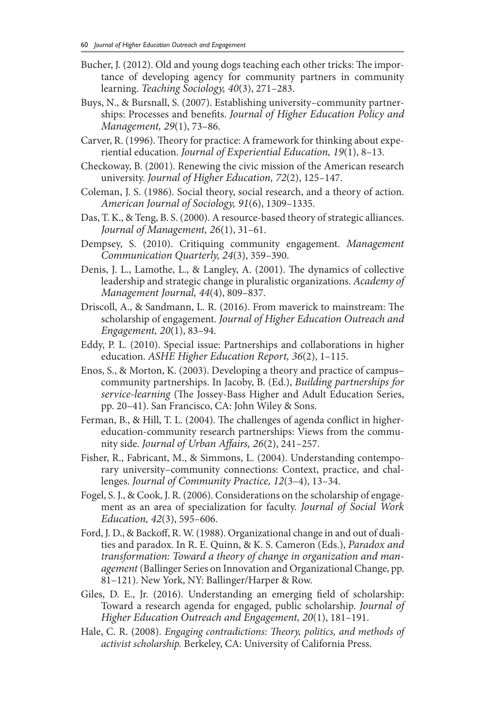Bucher, J. (2012). Old and young dogs teaching each other tricks: The importance of developing agency for community partners in community learning. *Teaching Sociology, 40*(3), 271–283.

Buys, N., & Bursnall, S. (2007). Establishing university–community partnerships: Processes and benefits. *Journal of Higher Education Policy and Management, 29*(1), 73–86.

Carver, R. (1996). Theory for practice: A framework for thinking about experiential education. *Journal of Experiential Education, 19*(1), 8–13.

Checkoway, B. (2001). Renewing the civic mission of the American research university. *Journal of Higher Education, 72*(2), 125–147.

Coleman, J. S. (1986). Social theory, social research, and a theory of action. *American Journal of Sociology, 91*(6), 1309–1335.

Das, T. K., & Teng, B. S. (2000). A resource-based theory of strategic alliances. *Journal of Management, 26*(1), 31–61.

Dempsey, S. (2010). Critiquing community engagement. *Management Communication Quarterly, 24*(3), 359–390.

Denis, J. L., Lamothe, L., & Langley, A. (2001). The dynamics of collective leadership and strategic change in pluralistic organizations. *Academy of Management Journal, 44*(4), 809–837.

Driscoll, A., & Sandmann, L. R. (2016). From maverick to mainstream: The scholarship of engagement. *Journal of Higher Education Outreach and Engagement, 20*(1), 83–94.

Eddy, P. L. (2010). Special issue: Partnerships and collaborations in higher education. *ASHE Higher Education Report, 36*(2), 1–115.

Enos, S., & Morton, K. (2003). Developing a theory and practice of campus–community partnerships. In Jacoby, B. (Ed.), *Building partnerships for service-learning* (The Jossey-Bass Higher and Adult Education Series, pp. 20–41). San Francisco, CA: John Wiley & Sons.

Ferman, B., & Hill, T. L. (2004). The challenges of agenda conflict in higher-education-community research partnerships: Views from the community side. *Journal of Urban Affairs, 26*(2), 241–257.

Fisher, R., Fabricant, M., & Simmons, L. (2004). Understanding contemporary university–community connections: Context, practice, and challenges. *Journal of Community Practice, 12*(3–4), 13–34.

Fogel, S. J., & Cook, J. R. (2006). Considerations on the scholarship of engagement as an area of specialization for faculty. *Journal of Social Work Education, 42*(3), 595–606.

Ford, J. D., & Backoff, R. W. (1988). Organizational change in and out of dualities and paradox. In R. E. Quinn, & K. S. Cameron (Eds.), *Paradox and transformation: Toward a theory of change in organization and management* (Ballinger Series on Innovation and Organizational Change, pp. 81–121). New York, NY: Ballinger/Harper & Row.

Giles, D. E., Jr. (2016). Understanding an emerging field of scholarship: Toward a research agenda for engaged, public scholarship. *Journal of Higher Education Outreach and Engagement, 20*(1), 181–191.

Hale, C. R. (2008). *Engaging contradictions: Theory, politics, and methods of activist scholarship.* Berkeley, CA: University of California Press.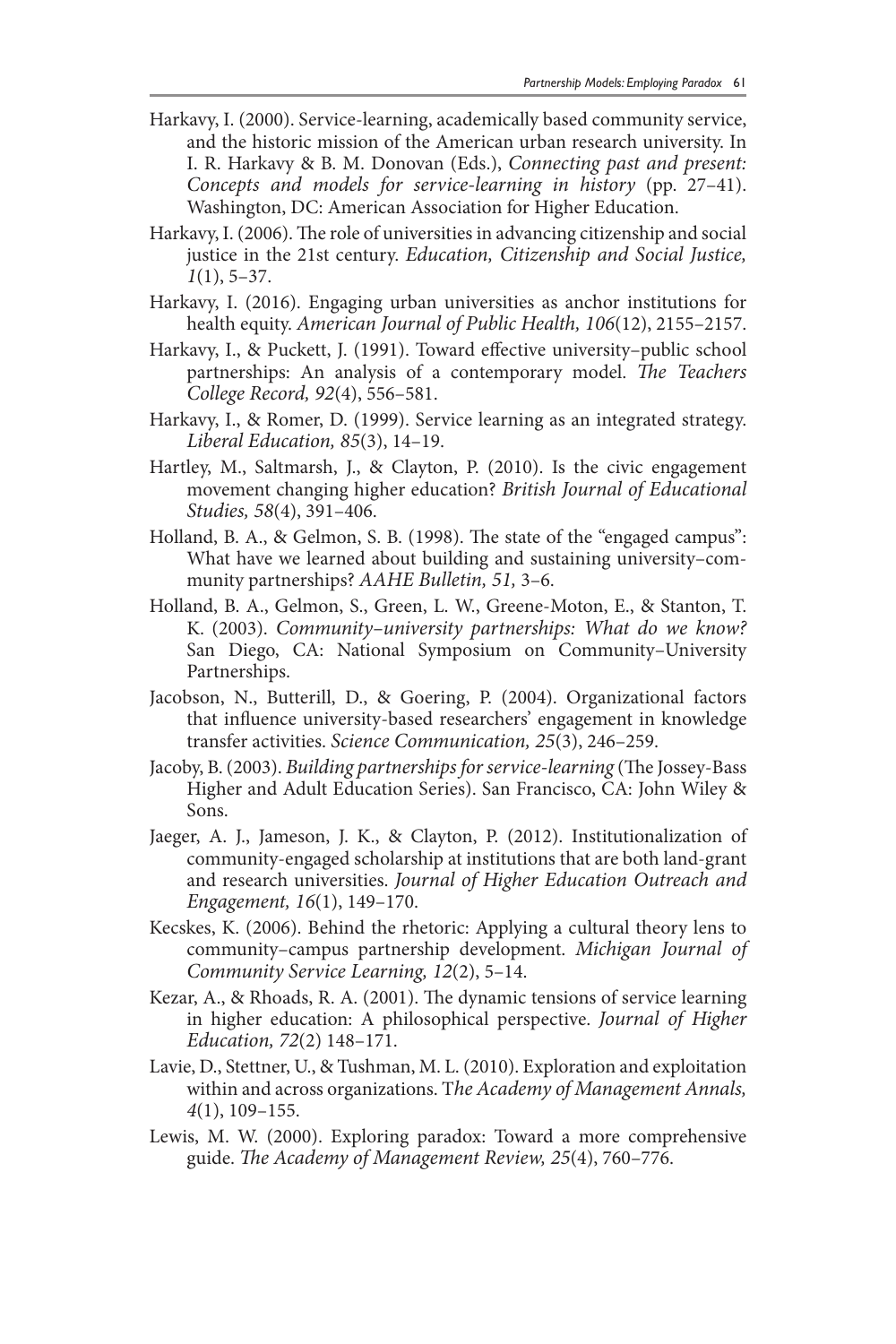Harkavy, I. (2000). Service-learning, academically based community service, and the historic mission of the American urban research university. In I. R. Harkavy & B. M. Donovan (Eds.), *Connecting past and present: Concepts and models for service-learning in history* (pp. 27–41). Washington, DC: American Association for Higher Education.

Harkavy, I. (2006). The role of universities in advancing citizenship and social justice in the 21st century. *Education, Citizenship and Social Justice, 1*(1), 5–37.

Harkavy, I. (2016). Engaging urban universities as anchor institutions for health equity. *American Journal of Public Health, 106*(12), 2155–2157.

Harkavy, I., & Puckett, J. (1991). Toward effective university–public school partnerships: An analysis of a contemporary model. *The Teachers College Record, 92*(4), 556–581.

Harkavy, I., & Romer, D. (1999). Service learning as an integrated strategy. *Liberal Education, 85*(3), 14–19.

Hartley, M., Saltmarsh, J., & Clayton, P. (2010). Is the civic engagement movement changing higher education? *British Journal of Educational Studies, 58*(4), 391–406.

Holland, B. A., & Gelmon, S. B. (1998). The state of the "engaged campus": What have we learned about building and sustaining university–community partnerships? *AAHE Bulletin, 51,* 3–6.

Holland, B. A., Gelmon, S., Green, L. W., Greene-Moton, E., & Stanton, T. K. (2003). *Community–university partnerships: What do we know?* San Diego, CA: National Symposium on Community–University Partnerships.

Jacobson, N., Butterill, D., & Goering, P. (2004). Organizational factors that influence university-based researchers' engagement in knowledge transfer activities. *Science Communication, 25*(3), 246–259.

Jacoby, B. (2003). *Building partnerships for service-learning* (The Jossey-Bass Higher and Adult Education Series). San Francisco, CA: John Wiley & Sons.

Jaeger, A. J., Jameson, J. K., & Clayton, P. (2012). Institutionalization of community-engaged scholarship at institutions that are both land-grant and research universities. *Journal of Higher Education Outreach and Engagement, 16*(1), 149–170.

Kecskes, K. (2006). Behind the rhetoric: Applying a cultural theory lens to community–campus partnership development. *Michigan Journal of Community Service Learning, 12*(2), 5–14.

Kezar, A., & Rhoads, R. A. (2001). The dynamic tensions of service learning in higher education: A philosophical perspective. *Journal of Higher Education, 72*(2) 148–171.

Lavie, D., Stettner, U., & Tushman, M. L. (2010). Exploration and exploitation within and across organizations. T*he Academy of Management Annals, 4*(1), 109–155.

Lewis, M. W. (2000). Exploring paradox: Toward a more comprehensive guide. *The Academy of Management Review, 25*(4), 760–776.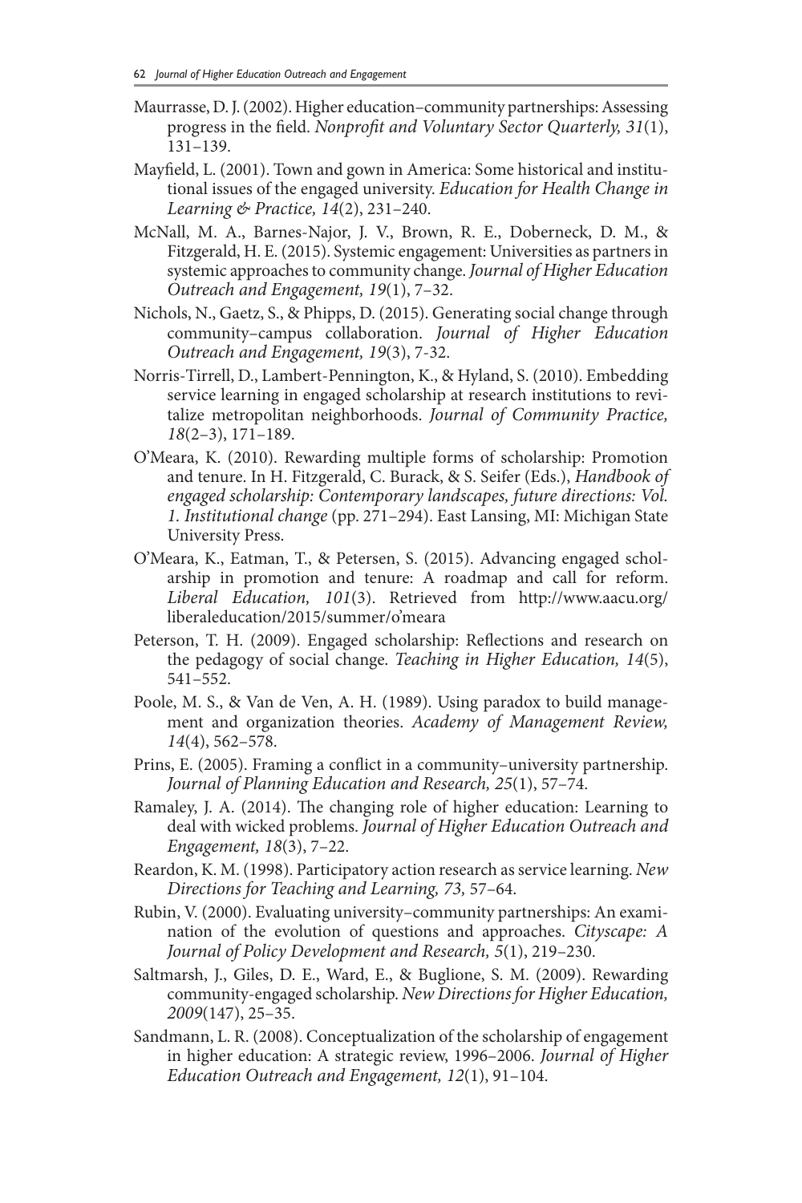Maurrasse, D. J. (2002). Higher education–community partnerships: Assessing progress in the field. *Nonprofit and Voluntary Sector Quarterly, 31*(1), 131–139.

Mayfield, L. (2001). Town and gown in America: Some historical and institutional issues of the engaged university. *Education for Health Change in Learning & Practice, 14*(2), 231–240.

McNall, M. A., Barnes-Najor, J. V., Brown, R. E., Doberneck, D. M., & Fitzgerald, H. E. (2015). Systemic engagement: Universities as partners in systemic approaches to community change. *Journal of Higher Education Outreach and Engagement, 19*(1), 7–32.

Nichols, N., Gaetz, S., & Phipps, D. (2015). Generating social change through community–campus collaboration. *Journal of Higher Education Outreach and Engagement, 19*(3), 7-32.

Norris-Tirrell, D., Lambert-Pennington, K., & Hyland, S. (2010). Embedding service learning in engaged scholarship at research institutions to revitalize metropolitan neighborhoods. *Journal of Community Practice, 18*(2–3), 171–189.

O'Meara, K. (2010). Rewarding multiple forms of scholarship: Promotion and tenure. In H. Fitzgerald, C. Burack, & S. Seifer (Eds.), *Handbook of engaged scholarship: Contemporary landscapes, future directions: Vol. 1. Institutional change* (pp. 271–294). East Lansing, MI: Michigan State University Press.

O'Meara, K., Eatman, T., & Petersen, S. (2015). Advancing engaged scholarship in promotion and tenure: A roadmap and call for reform. *Liberal Education, 101*(3). Retrieved from http://www.aacu.org/liberaleducation/2015/summer/o'meara

Peterson, T. H. (2009). Engaged scholarship: Reflections and research on the pedagogy of social change. *Teaching in Higher Education, 14*(5), 541–552.

Poole, M. S., & Van de Ven, A. H. (1989). Using paradox to build management and organization theories. *Academy of Management Review, 14*(4), 562–578.

Prins, E. (2005). Framing a conflict in a community–university partnership. *Journal of Planning Education and Research, 25*(1), 57–74.

Ramaley, J. A. (2014). The changing role of higher education: Learning to deal with wicked problems. *Journal of Higher Education Outreach and Engagement, 18*(3), 7–22.

Reardon, K. M. (1998). Participatory action research as service learning. *New Directions for Teaching and Learning, 73,* 57–64.

Rubin, V. (2000). Evaluating university–community partnerships: An examination of the evolution of questions and approaches. *Cityscape: A Journal of Policy Development and Research, 5*(1), 219–230.

Saltmarsh, J., Giles, D. E., Ward, E., & Buglione, S. M. (2009). Rewarding community-engaged scholarship. *New Directions for Higher Education, 2009*(147), 25–35.

Sandmann, L. R. (2008). Conceptualization of the scholarship of engagement in higher education: A strategic review, 1996–2006. *Journal of Higher Education Outreach and Engagement, 12*(1), 91–104.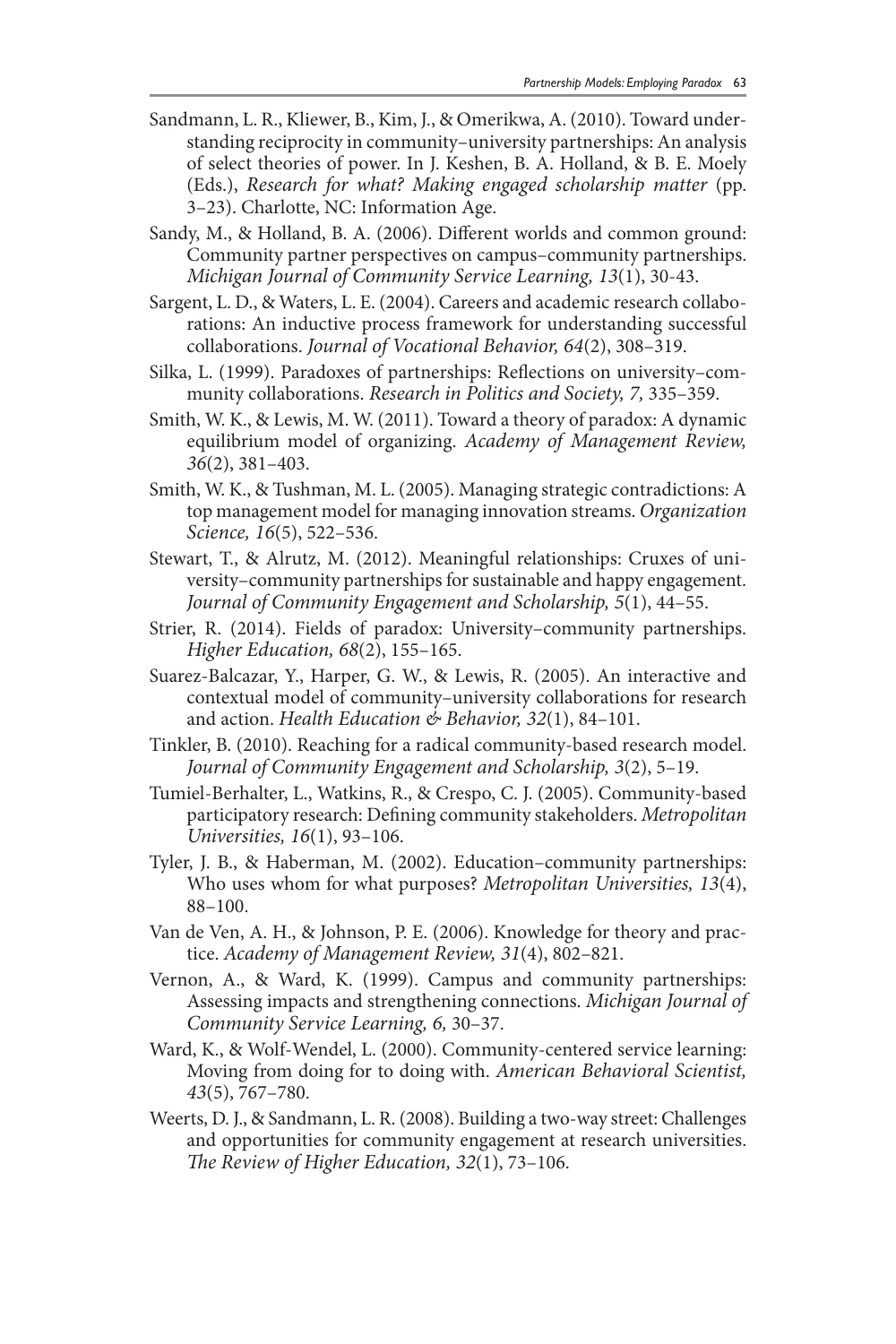Sandmann, L. R., Kliewer, B., Kim, J., & Omerikwa, A. (2010). Toward understanding reciprocity in community–university partnerships: An analysis of select theories of power. In J. Keshen, B. A. Holland, & B. E. Moely (Eds.), *Research for what? Making engaged scholarship matter* (pp. 3–23). Charlotte, NC: Information Age.

Sandy, M., & Holland, B. A. (2006). Different worlds and common ground: Community partner perspectives on campus–community partnerships. *Michigan Journal of Community Service Learning, 13*(1), 30-43.

Sargent, L. D., & Waters, L. E. (2004). Careers and academic research collaborations: An inductive process framework for understanding successful collaborations. *Journal of Vocational Behavior, 64*(2), 308–319.

Silka, L. (1999). Paradoxes of partnerships: Reflections on university–community collaborations. *Research in Politics and Society, 7,* 335–359.

Smith, W. K., & Lewis, M. W. (2011). Toward a theory of paradox: A dynamic equilibrium model of organizing. *Academy of Management Review, 36*(2), 381–403.

Smith, W. K., & Tushman, M. L. (2005). Managing strategic contradictions: A top management model for managing innovation streams. *Organization Science, 16*(5), 522–536.

Stewart, T., & Alrutz, M. (2012). Meaningful relationships: Cruxes of university–community partnerships for sustainable and happy engagement. *Journal of Community Engagement and Scholarship, 5*(1), 44–55.

Strier, R. (2014). Fields of paradox: University–community partnerships. *Higher Education, 68*(2), 155–165.

Suarez-Balcazar, Y., Harper, G. W., & Lewis, R. (2005). An interactive and contextual model of community–university collaborations for research and action. *Health Education & Behavior, 32*(1), 84–101.

Tinkler, B. (2010). Reaching for a radical community-based research model. *Journal of Community Engagement and Scholarship, 3*(2), 5–19.

Tumiel-Berhalter, L., Watkins, R., & Crespo, C. J. (2005). Community-based participatory research: Defining community stakeholders. *Metropolitan Universities, 16*(1), 93–106.

Tyler, J. B., & Haberman, M. (2002). Education–community partnerships: Who uses whom for what purposes? *Metropolitan Universities, 13*(4), 88–100.

Van de Ven, A. H., & Johnson, P. E. (2006). Knowledge for theory and practice. *Academy of Management Review, 31*(4), 802–821.

Vernon, A., & Ward, K. (1999). Campus and community partnerships: Assessing impacts and strengthening connections. *Michigan Journal of Community Service Learning, 6,* 30–37.

Ward, K., & Wolf-Wendel, L. (2000). Community-centered service learning: Moving from doing for to doing with. *American Behavioral Scientist, 43*(5), 767–780.

Weerts, D. J., & Sandmann, L. R. (2008). Building a two-way street: Challenges and opportunities for community engagement at research universities. *The Review of Higher Education, 32*(1), 73–106.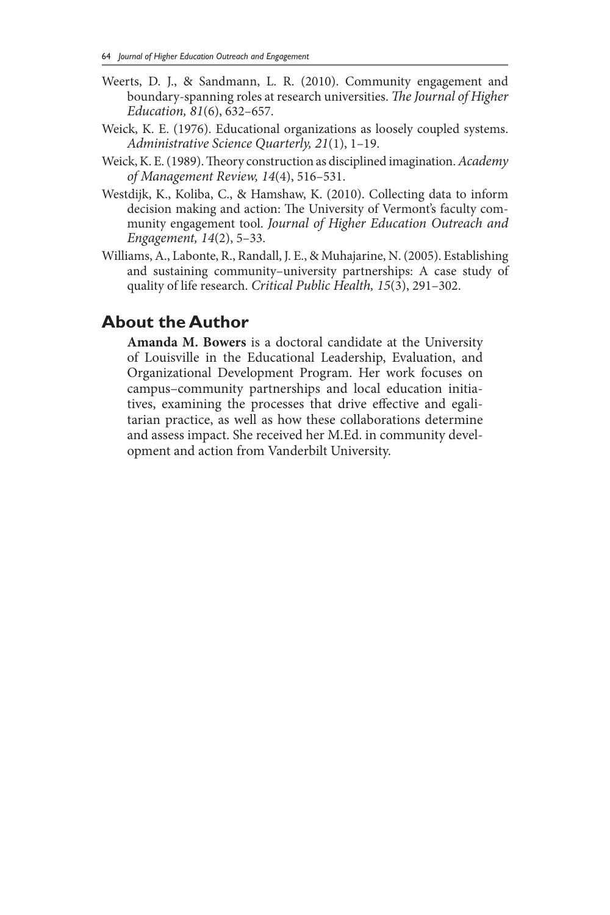Weerts, D. J., & Sandmann, L. R. (2010). Community engagement and boundary-spanning roles at research universities. *The Journal of Higher Education, 81*(6), 632–657.

Weick, K. E. (1976). Educational organizations as loosely coupled systems. *Administrative Science Quarterly, 21*(1), 1–19.

Weick, K. E. (1989). Theory construction as disciplined imagination. *Academy of Management Review, 14*(4), 516–531.

Westdijk, K., Koliba, C., & Hamshaw, K. (2010). Collecting data to inform decision making and action: The University of Vermont's faculty community engagement tool. *Journal of Higher Education Outreach and Engagement, 14*(2), 5–33.

Williams, A., Labonte, R., Randall, J. E., & Muhajarine, N. (2005). Establishing and sustaining community–university partnerships: A case study of quality of life research. *Critical Public Health, 15*(3), 291–302.

## About the Author

**Amanda M. Bowers** is a doctoral candidate at the University of Louisville in the Educational Leadership, Evaluation, and Organizational Development Program. Her work focuses on campus–community partnerships and local education initiatives, examining the processes that drive effective and egalitarian practice, as well as how these collaborations determine and assess impact. She received her M.Ed. in community development and action from Vanderbilt University.